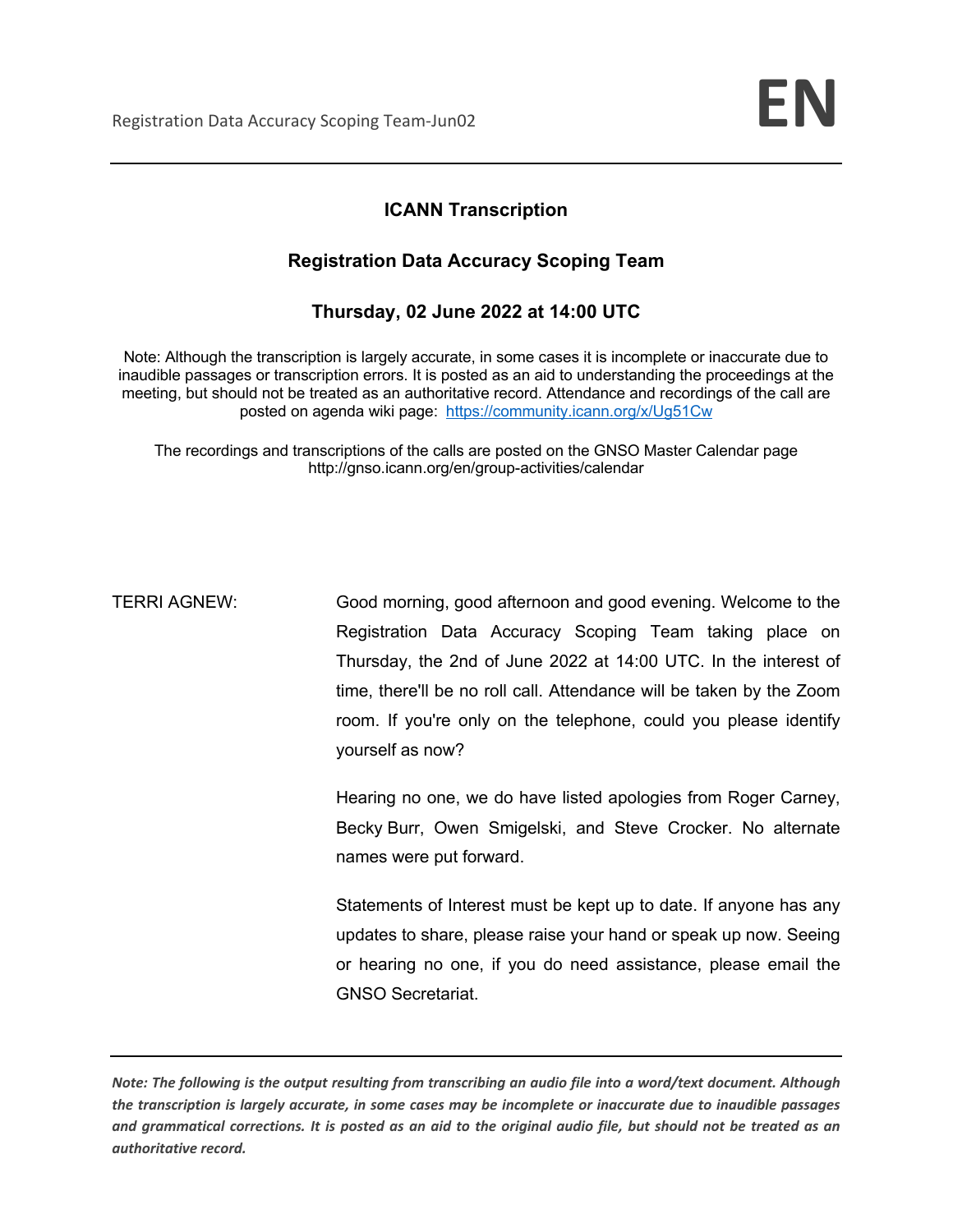# ICANN Transcription

## Registration Data Accuracy Scoping Team

### Thursday, 02 June 2022 at 14:00 UTC

Note: Although the transcription is largely accurate, in some cases it is incomplete or inaccurate due to inaudible passages or transcription errors. It is posted as an aid to understanding the proceedings at the meeting, but should not be treated as an authoritative record. Attendance and recordings of the call are posted on agenda wiki page: https://community.icann.org/x/Ug51Cw

The recordings and transcriptions of the calls are posted on the GNSO Master Calendar page http://gnso.icann.org/en/group-activities/calendar

TERRI AGNEW: Good morning, good afternoon and good evening. Welcome to the Registration Data Accuracy Scoping Team taking place on Thursday, the 2nd of June 2022 at 14:00 UTC. In the interest of time, there'll be no roll call. Attendance will be taken by the Zoom room. If you're only on the telephone, could you please identify yourself as now?

Hearing no one, we do have listed apologies from Roger Carney, Becky Burr, Owen Smigelski, and Steve Crocker. No alternate names were put forward.

Statements of Interest must be kept up to date. If anyone has any updates to share, please raise your hand or speak up now. Seeing or hearing no one, if you do need assistance, please email the GNSO Secretariat.

***Note: The following is the output resulting from transcribing an audio file into a word/text document. Although the transcription is largely accurate, in some cases may be incomplete or inaccurate due to inaudible passages and grammatical corrections. It is posted as an aid to the original audio file, but should not be treated as an authoritative record.***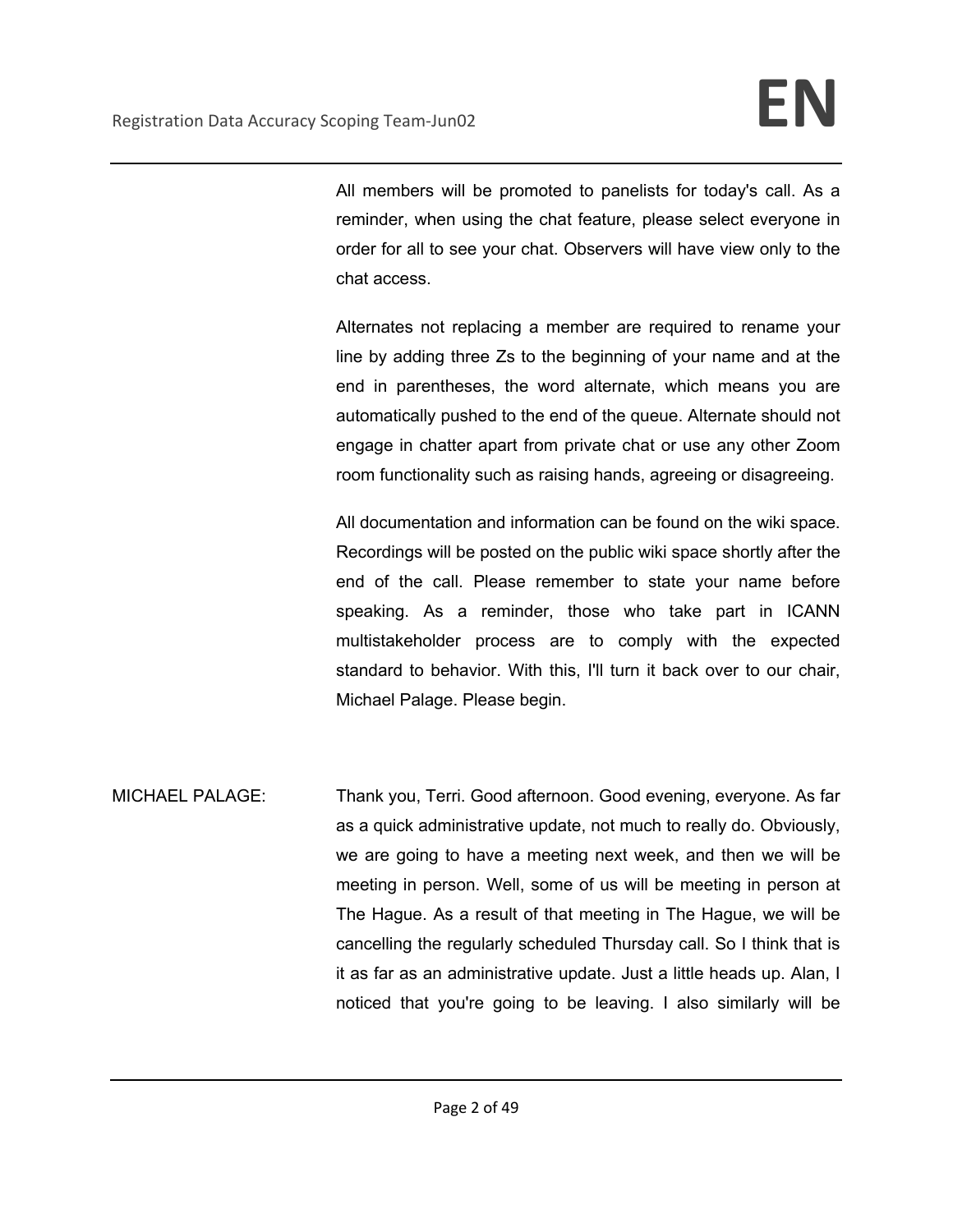All members will be promoted to panelists for today's call. As a reminder, when using the chat feature, please select everyone in order for all to see your chat. Observers will have view only to the chat access.

Alternates not replacing a member are required to rename your line by adding three Zs to the beginning of your name and at the end in parentheses, the word alternate, which means you are automatically pushed to the end of the queue. Alternate should not engage in chatter apart from private chat or use any other Zoom room functionality such as raising hands, agreeing or disagreeing.

All documentation and information can be found on the wiki space. Recordings will be posted on the public wiki space shortly after the end of the call. Please remember to state your name before speaking. As a reminder, those who take part in ICANN multistakeholder process are to comply with the expected standard to behavior. With this, I'll turn it back over to our chair, Michael Palage. Please begin.

MICHAEL PALAGE: Thank you, Terri. Good afternoon. Good evening, everyone. As far as a quick administrative update, not much to really do. Obviously, we are going to have a meeting next week, and then we will be meeting in person. Well, some of us will be meeting in person at The Hague. As a result of that meeting in The Hague, we will be cancelling the regularly scheduled Thursday call. So I think that is it as far as an administrative update. Just a little heads up. Alan, I noticed that you're going to be leaving. I also similarly will be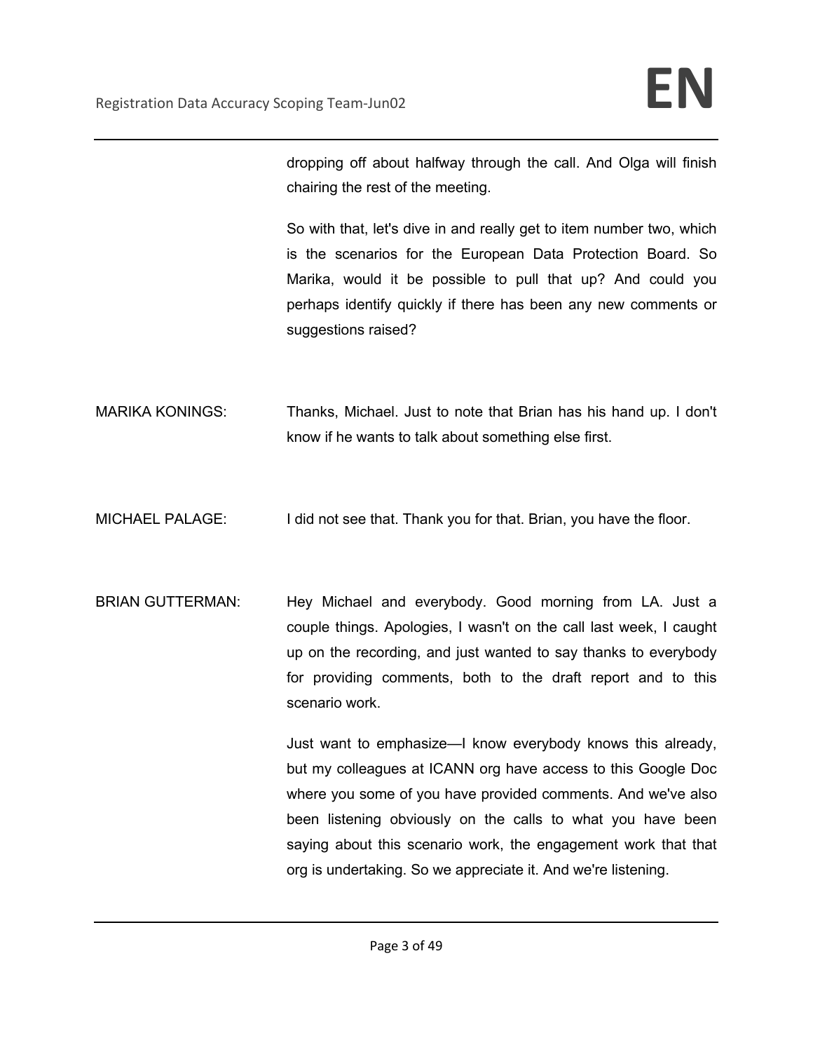dropping off about halfway through the call. And Olga will finish chairing the rest of the meeting.

So with that, let's dive in and really get to item number two, which is the scenarios for the European Data Protection Board. So Marika, would it be possible to pull that up? And could you perhaps identify quickly if there has been any new comments or suggestions raised?

MARIKA KONINGS: Thanks, Michael. Just to note that Brian has his hand up. I don't know if he wants to talk about something else first.

MICHAEL PALAGE: I did not see that. Thank you for that. Brian, you have the floor.

BRIAN GUTTERMAN: Hey Michael and everybody. Good morning from LA. Just a couple things. Apologies, I wasn't on the call last week, I caught up on the recording, and just wanted to say thanks to everybody for providing comments, both to the draft report and to this scenario work.

Just want to emphasize—I know everybody knows this already, but my colleagues at ICANN org have access to this Google Doc where you some of you have provided comments. And we've also been listening obviously on the calls to what you have been saying about this scenario work, the engagement work that that org is undertaking. So we appreciate it. And we're listening.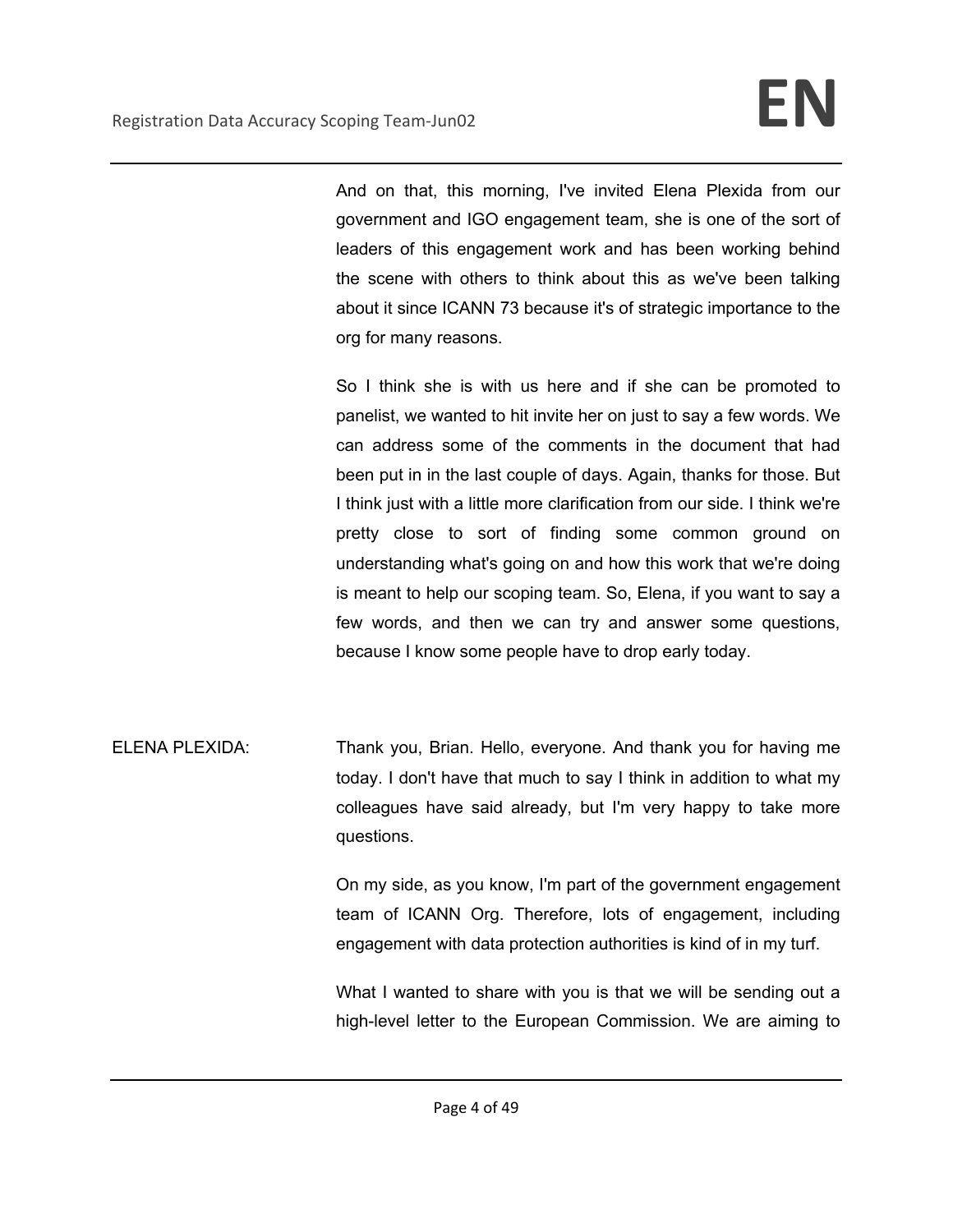And on that, this morning, I've invited Elena Plexida from our government and IGO engagement team, she is one of the sort of leaders of this engagement work and has been working behind the scene with others to think about this as we've been talking about it since ICANN 73 because it's of strategic importance to the org for many reasons.

So I think she is with us here and if she can be promoted to panelist, we wanted to hit invite her on just to say a few words. We can address some of the comments in the document that had been put in in the last couple of days. Again, thanks for those. But I think just with a little more clarification from our side. I think we're pretty close to sort of finding some common ground on understanding what's going on and how this work that we're doing is meant to help our scoping team. So, Elena, if you want to say a few words, and then we can try and answer some questions, because I know some people have to drop early today.

ELENA PLEXIDA: Thank you, Brian. Hello, everyone. And thank you for having me today. I don't have that much to say I think in addition to what my colleagues have said already, but I'm very happy to take more questions.

On my side, as you know, I'm part of the government engagement team of ICANN Org. Therefore, lots of engagement, including engagement with data protection authorities is kind of in my turf.

What I wanted to share with you is that we will be sending out a high-level letter to the European Commission. We are aiming to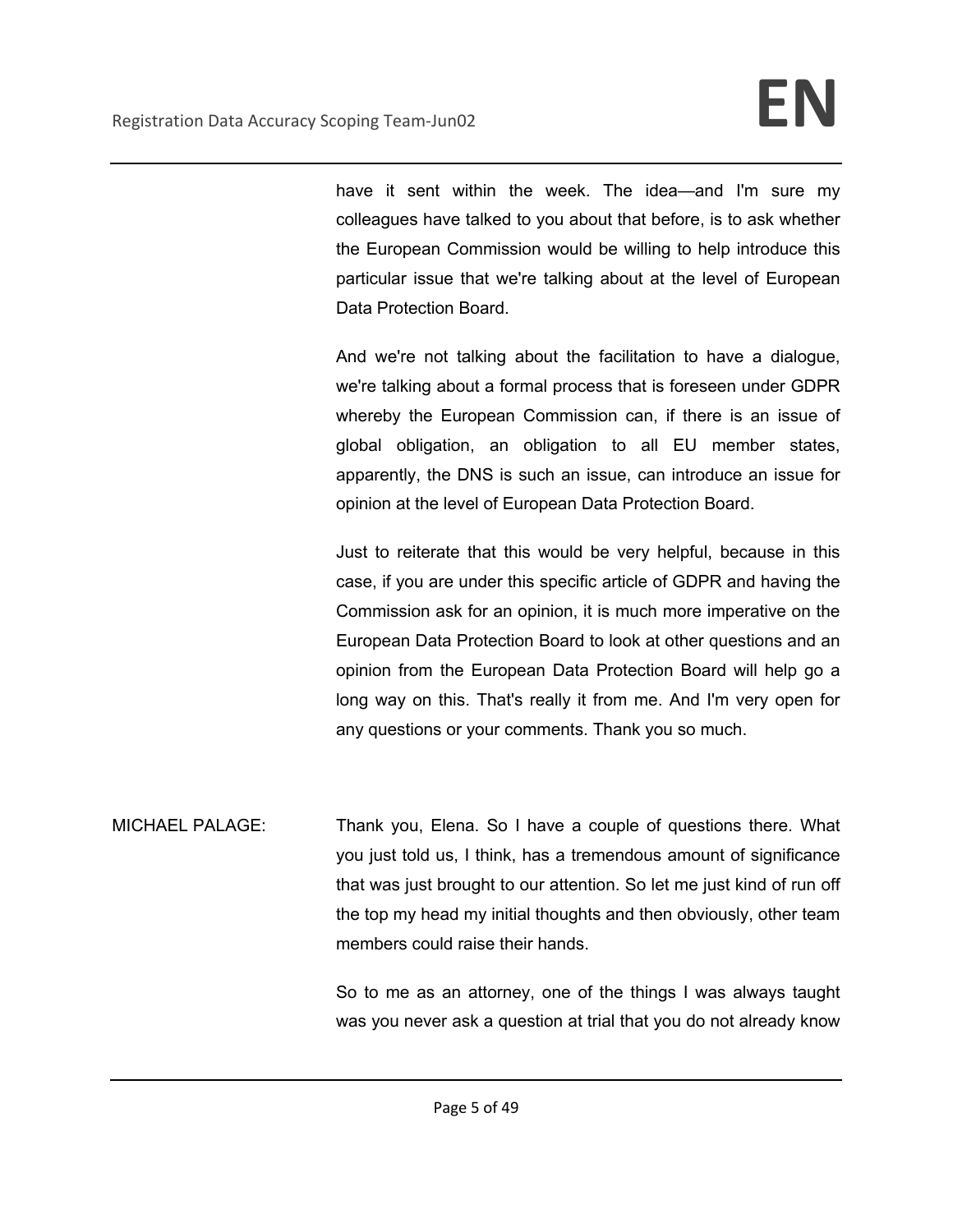have it sent within the week. The idea—and I'm sure my colleagues have talked to you about that before, is to ask whether the European Commission would be willing to help introduce this particular issue that we're talking about at the level of European Data Protection Board.

And we're not talking about the facilitation to have a dialogue, we're talking about a formal process that is foreseen under GDPR whereby the European Commission can, if there is an issue of global obligation, an obligation to all EU member states, apparently, the DNS is such an issue, can introduce an issue for opinion at the level of European Data Protection Board.

Just to reiterate that this would be very helpful, because in this case, if you are under this specific article of GDPR and having the Commission ask for an opinion, it is much more imperative on the European Data Protection Board to look at other questions and an opinion from the European Data Protection Board will help go a long way on this. That's really it from me. And I'm very open for any questions or your comments. Thank you so much.

MICHAEL PALAGE: Thank you, Elena. So I have a couple of questions there. What you just told us, I think, has a tremendous amount of significance that was just brought to our attention. So let me just kind of run off the top my head my initial thoughts and then obviously, other team members could raise their hands.

So to me as an attorney, one of the things I was always taught was you never ask a question at trial that you do not already know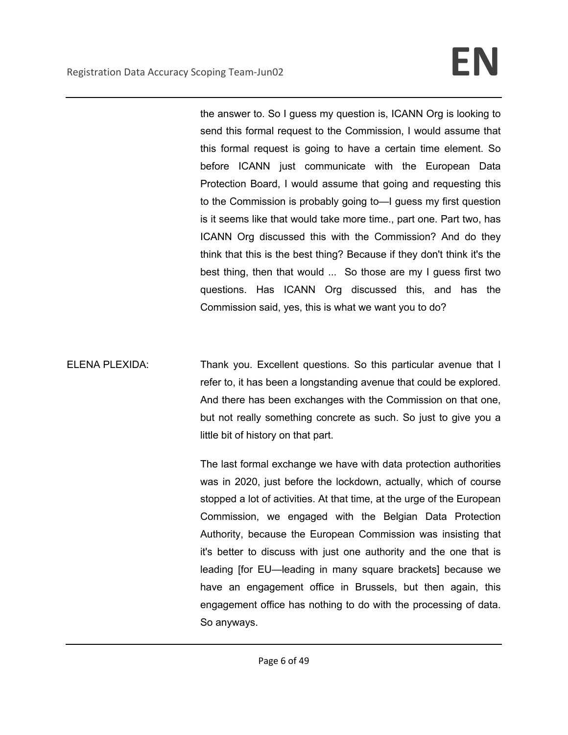the answer to. So I guess my question is, ICANN Org is looking to send this formal request to the Commission, I would assume that this formal request is going to have a certain time element. So before ICANN just communicate with the European Data Protection Board, I would assume that going and requesting this to the Commission is probably going to—I guess my first question is it seems like that would take more time., part one. Part two, has ICANN Org discussed this with the Commission? And do they think that this is the best thing? Because if they don't think it's the best thing, then that would ... So those are my I guess first two questions. Has ICANN Org discussed this, and has the Commission said, yes, this is what we want you to do?

ELENA PLEXIDA: Thank you. Excellent questions. So this particular avenue that I refer to, it has been a longstanding avenue that could be explored. And there has been exchanges with the Commission on that one, but not really something concrete as such. So just to give you a little bit of history on that part.

The last formal exchange we have with data protection authorities was in 2020, just before the lockdown, actually, which of course stopped a lot of activities. At that time, at the urge of the European Commission, we engaged with the Belgian Data Protection Authority, because the European Commission was insisting that it's better to discuss with just one authority and the one that is leading [for EU—leading in many square brackets] because we have an engagement office in Brussels, but then again, this engagement office has nothing to do with the processing of data. So anyways.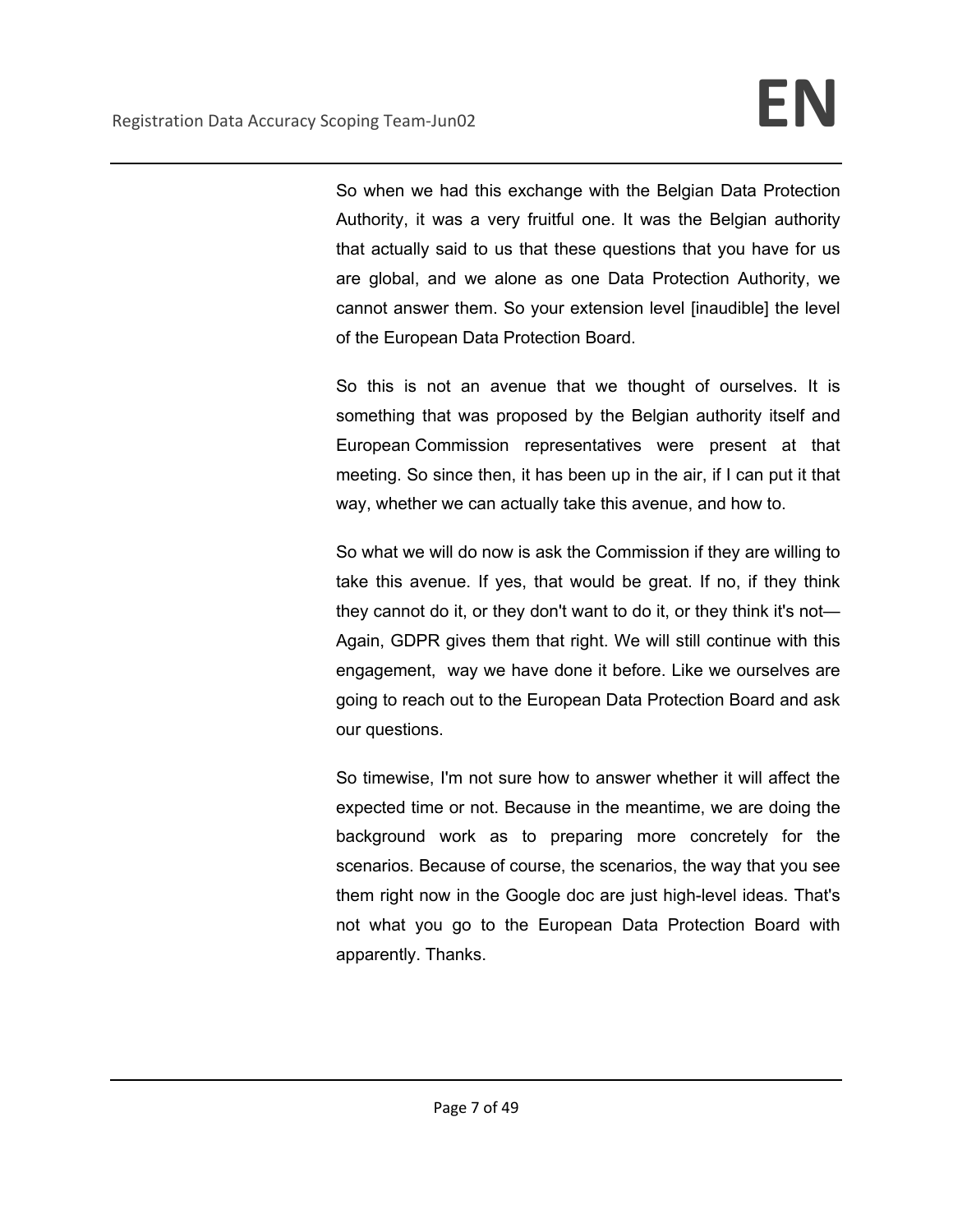So when we had this exchange with the Belgian Data Protection Authority, it was a very fruitful one. It was the Belgian authority that actually said to us that these questions that you have for us are global, and we alone as one Data Protection Authority, we cannot answer them. So your extension level [inaudible] the level of the European Data Protection Board.

So this is not an avenue that we thought of ourselves. It is something that was proposed by the Belgian authority itself and European Commission representatives were present at that meeting. So since then, it has been up in the air, if I can put it that way, whether we can actually take this avenue, and how to.

So what we will do now is ask the Commission if they are willing to take this avenue. If yes, that would be great. If no, if they think they cannot do it, or they don't want to do it, or they think it's not— Again, GDPR gives them that right. We will still continue with this engagement, way we have done it before. Like we ourselves are going to reach out to the European Data Protection Board and ask our questions.

So timewise, I'm not sure how to answer whether it will affect the expected time or not. Because in the meantime, we are doing the background work as to preparing more concretely for the scenarios. Because of course, the scenarios, the way that you see them right now in the Google doc are just high-level ideas. That's not what you go to the European Data Protection Board with apparently. Thanks.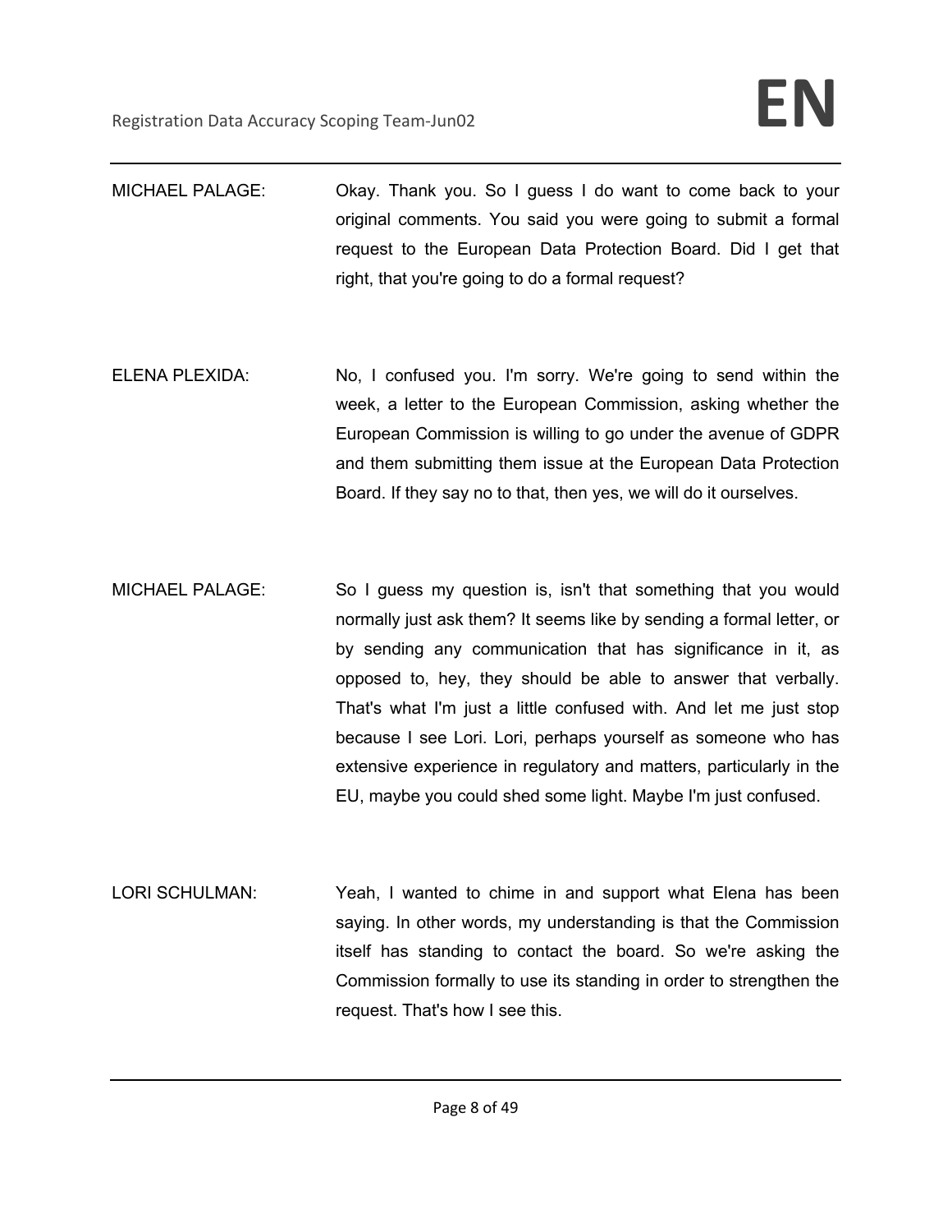MICHAEL PALAGE: Okay. Thank you. So I guess I do want to come back to your original comments. You said you were going to submit a formal request to the European Data Protection Board. Did I get that right, that you're going to do a formal request?

ELENA PLEXIDA: No, I confused you. I'm sorry. We're going to send within the week, a letter to the European Commission, asking whether the European Commission is willing to go under the avenue of GDPR and them submitting them issue at the European Data Protection Board. If they say no to that, then yes, we will do it ourselves.

MICHAEL PALAGE: So I guess my question is, isn't that something that you would normally just ask them? It seems like by sending a formal letter, or by sending any communication that has significance in it, as opposed to, hey, they should be able to answer that verbally. That's what I'm just a little confused with. And let me just stop because I see Lori. Lori, perhaps yourself as someone who has extensive experience in regulatory and matters, particularly in the EU, maybe you could shed some light. Maybe I'm just confused.

LORI SCHULMAN: Yeah, I wanted to chime in and support what Elena has been saying. In other words, my understanding is that the Commission itself has standing to contact the board. So we're asking the Commission formally to use its standing in order to strengthen the request. That's how I see this.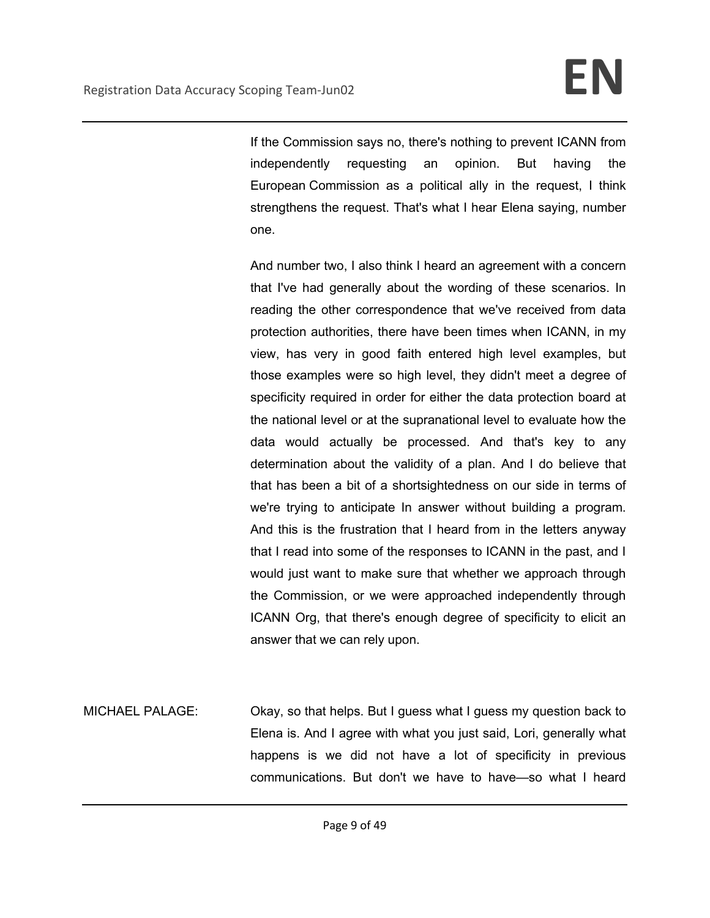If the Commission says no, there's nothing to prevent ICANN from independently requesting an opinion. But having the European Commission as a political ally in the request, I think strengthens the request. That's what I hear Elena saying, number one.

And number two, I also think I heard an agreement with a concern that I've had generally about the wording of these scenarios. In reading the other correspondence that we've received from data protection authorities, there have been times when ICANN, in my view, has very in good faith entered high level examples, but those examples were so high level, they didn't meet a degree of specificity required in order for either the data protection board at the national level or at the supranational level to evaluate how the data would actually be processed. And that's key to any determination about the validity of a plan. And I do believe that that has been a bit of a shortsightedness on our side in terms of we're trying to anticipate In answer without building a program. And this is the frustration that I heard from in the letters anyway that I read into some of the responses to ICANN in the past, and I would just want to make sure that whether we approach through the Commission, or we were approached independently through ICANN Org, that there's enough degree of specificity to elicit an answer that we can rely upon.

MICHAEL PALAGE: Okay, so that helps. But I guess what I guess my question back to Elena is. And I agree with what you just said, Lori, generally what happens is we did not have a lot of specificity in previous communications. But don't we have to have—so what I heard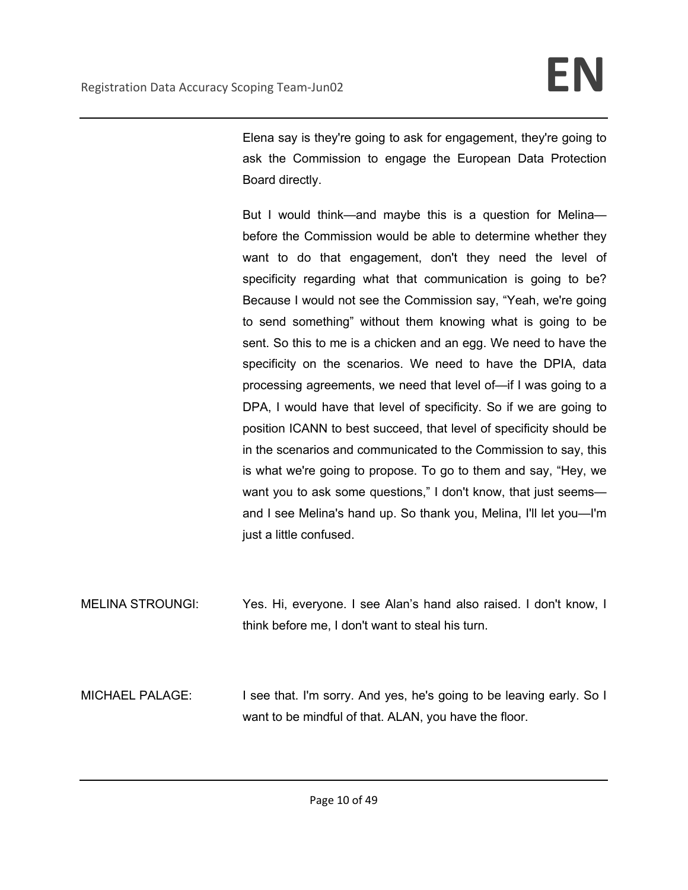Elena say is they're going to ask for engagement, they're going to ask the Commission to engage the European Data Protection Board directly.

But I would think—and maybe this is a question for Melina—before the Commission would be able to determine whether they want to do that engagement, don't they need the level of specificity regarding what that communication is going to be? Because I would not see the Commission say, "Yeah, we're going to send something" without them knowing what is going to be sent. So this to me is a chicken and an egg. We need to have the specificity on the scenarios. We need to have the DPIA, data processing agreements, we need that level of—if I was going to a DPA, I would have that level of specificity. So if we are going to position ICANN to best succeed, that level of specificity should be in the scenarios and communicated to the Commission to say, this is what we're going to propose. To go to them and say, "Hey, we want you to ask some questions," I don't know, that just seems—and I see Melina's hand up. So thank you, Melina, I'll let you—I'm just a little confused.

MELINA STROUNGI: Yes. Hi, everyone. I see Alan's hand also raised. I don't know, I think before me, I don't want to steal his turn.

MICHAEL PALAGE: I see that. I'm sorry. And yes, he's going to be leaving early. So I want to be mindful of that. ALAN, you have the floor.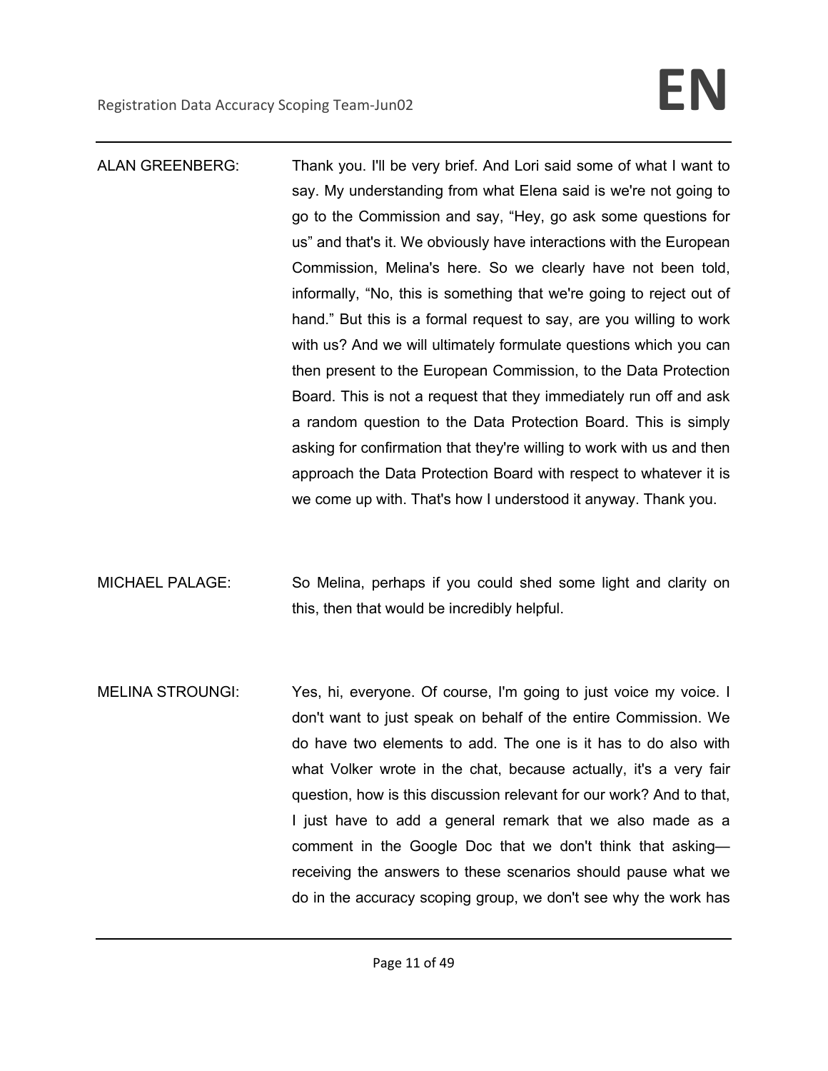ALAN GREENBERG: Thank you. I'll be very brief. And Lori said some of what I want to say. My understanding from what Elena said is we're not going to go to the Commission and say, "Hey, go ask some questions for us" and that's it. We obviously have interactions with the European Commission, Melina's here. So we clearly have not been told, informally, "No, this is something that we're going to reject out of hand." But this is a formal request to say, are you willing to work with us? And we will ultimately formulate questions which you can then present to the European Commission, to the Data Protection Board. This is not a request that they immediately run off and ask a random question to the Data Protection Board. This is simply asking for confirmation that they're willing to work with us and then approach the Data Protection Board with respect to whatever it is we come up with. That's how I understood it anyway. Thank you.

MICHAEL PALAGE: So Melina, perhaps if you could shed some light and clarity on this, then that would be incredibly helpful.

MELINA STROUNGI: Yes, hi, everyone. Of course, I'm going to just voice my voice. I don't want to just speak on behalf of the entire Commission. We do have two elements to add. The one is it has to do also with what Volker wrote in the chat, because actually, it's a very fair question, how is this discussion relevant for our work? And to that, I just have to add a general remark that we also made as a comment in the Google Doc that we don't think that asking—receiving the answers to these scenarios should pause what we do in the accuracy scoping group, we don't see why the work has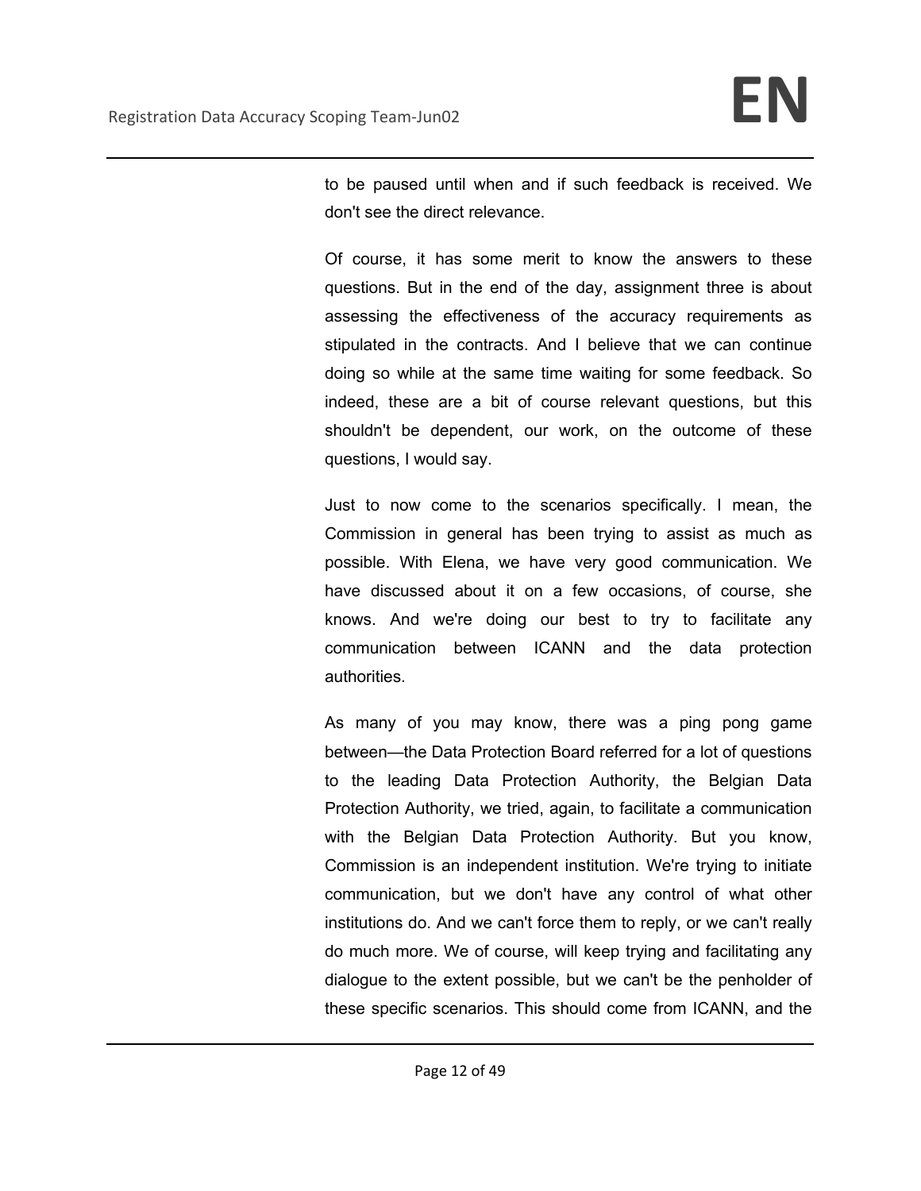to be paused until when and if such feedback is received. We don't see the direct relevance.

Of course, it has some merit to know the answers to these questions. But in the end of the day, assignment three is about assessing the effectiveness of the accuracy requirements as stipulated in the contracts. And I believe that we can continue doing so while at the same time waiting for some feedback. So indeed, these are a bit of course relevant questions, but this shouldn't be dependent, our work, on the outcome of these questions, I would say.

Just to now come to the scenarios specifically. I mean, the Commission in general has been trying to assist as much as possible. With Elena, we have very good communication. We have discussed about it on a few occasions, of course, she knows. And we're doing our best to try to facilitate any communication between ICANN and the data protection authorities.

As many of you may know, there was a ping pong game between—the Data Protection Board referred for a lot of questions to the leading Data Protection Authority, the Belgian Data Protection Authority, we tried, again, to facilitate a communication with the Belgian Data Protection Authority. But you know, Commission is an independent institution. We're trying to initiate communication, but we don't have any control of what other institutions do. And we can't force them to reply, or we can't really do much more. We of course, will keep trying and facilitating any dialogue to the extent possible, but we can't be the penholder of these specific scenarios. This should come from ICANN, and the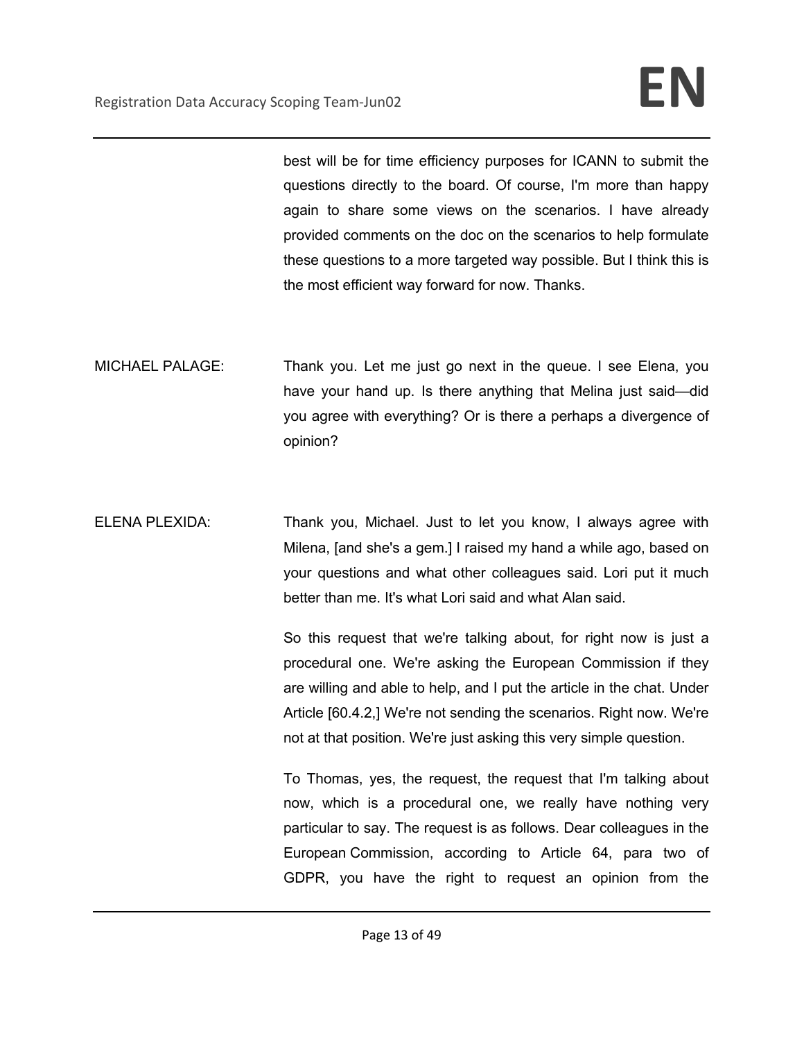best will be for time efficiency purposes for ICANN to submit the questions directly to the board. Of course, I'm more than happy again to share some views on the scenarios. I have already provided comments on the doc on the scenarios to help formulate these questions to a more targeted way possible. But I think this is the most efficient way forward for now. Thanks.

MICHAEL PALAGE: Thank you. Let me just go next in the queue. I see Elena, you have your hand up. Is there anything that Melina just said—did you agree with everything? Or is there a perhaps a divergence of opinion?

ELENA PLEXIDA: Thank you, Michael. Just to let you know, I always agree with Milena, [and she's a gem.] I raised my hand a while ago, based on your questions and what other colleagues said. Lori put it much better than me. It's what Lori said and what Alan said.

So this request that we're talking about, for right now is just a procedural one. We're asking the European Commission if they are willing and able to help, and I put the article in the chat. Under Article [60.4.2,] We're not sending the scenarios. Right now. We're not at that position. We're just asking this very simple question.

To Thomas, yes, the request, the request that I'm talking about now, which is a procedural one, we really have nothing very particular to say. The request is as follows. Dear colleagues in the European Commission, according to Article 64, para two of GDPR, you have the right to request an opinion from the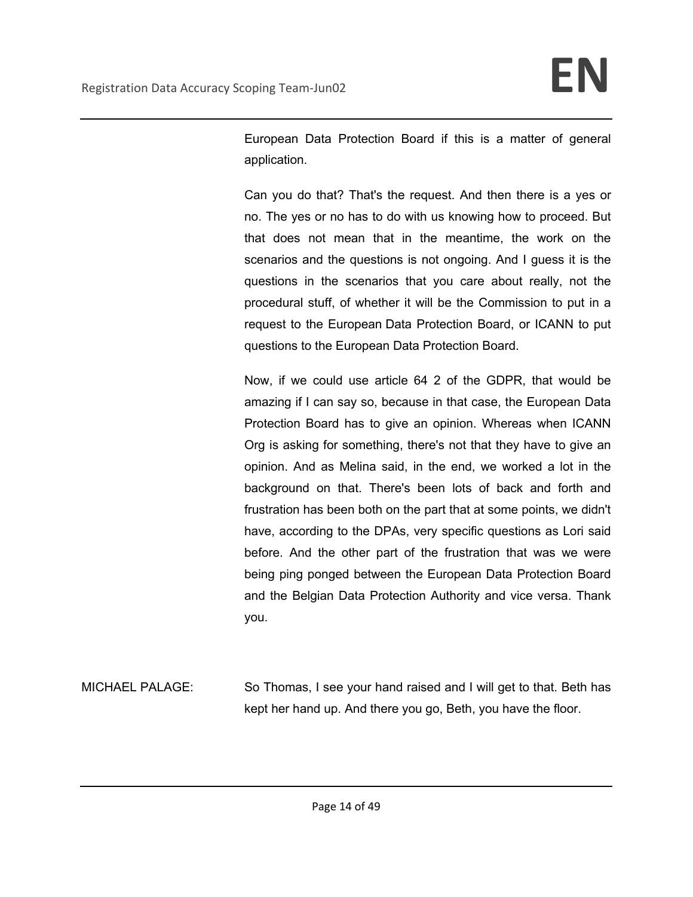European Data Protection Board if this is a matter of general application.

Can you do that? That's the request. And then there is a yes or no. The yes or no has to do with us knowing how to proceed. But that does not mean that in the meantime, the work on the scenarios and the questions is not ongoing. And I guess it is the questions in the scenarios that you care about really, not the procedural stuff, of whether it will be the Commission to put in a request to the European Data Protection Board, or ICANN to put questions to the European Data Protection Board.

Now, if we could use article 64 2 of the GDPR, that would be amazing if I can say so, because in that case, the European Data Protection Board has to give an opinion. Whereas when ICANN Org is asking for something, there's not that they have to give an opinion. And as Melina said, in the end, we worked a lot in the background on that. There's been lots of back and forth and frustration has been both on the part that at some points, we didn't have, according to the DPAs, very specific questions as Lori said before. And the other part of the frustration that was we were being ping ponged between the European Data Protection Board and the Belgian Data Protection Authority and vice versa. Thank you.

MICHAEL PALAGE: So Thomas, I see your hand raised and I will get to that. Beth has kept her hand up. And there you go, Beth, you have the floor.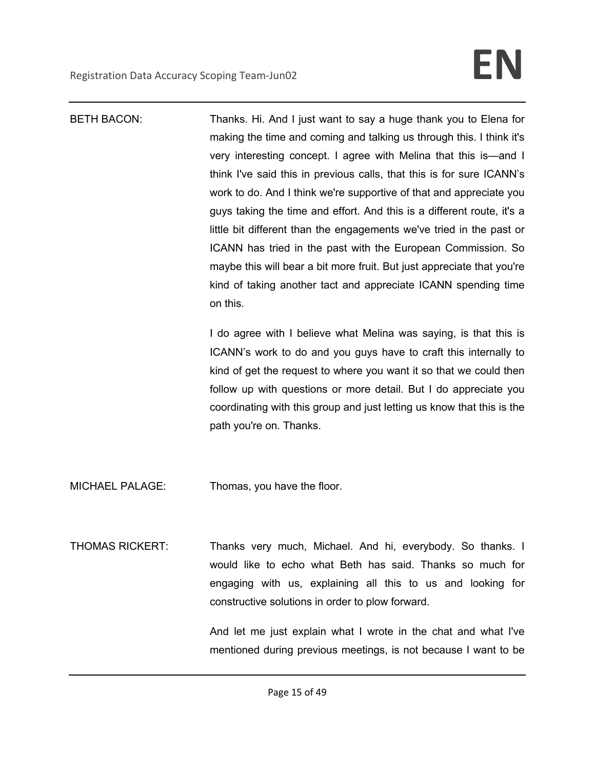BETH BACON: Thanks. Hi. And I just want to say a huge thank you to Elena for making the time and coming and talking us through this. I think it's very interesting concept. I agree with Melina that this is—and I think I've said this in previous calls, that this is for sure ICANN's work to do. And I think we're supportive of that and appreciate you guys taking the time and effort. And this is a different route, it's a little bit different than the engagements we've tried in the past or ICANN has tried in the past with the European Commission. So maybe this will bear a bit more fruit. But just appreciate that you're kind of taking another tact and appreciate ICANN spending time on this.

I do agree with I believe what Melina was saying, is that this is ICANN's work to do and you guys have to craft this internally to kind of get the request to where you want it so that we could then follow up with questions or more detail. But I do appreciate you coordinating with this group and just letting us know that this is the path you're on. Thanks.

MICHAEL PALAGE: Thomas, you have the floor.

THOMAS RICKERT: Thanks very much, Michael. And hi, everybody. So thanks. I would like to echo what Beth has said. Thanks so much for engaging with us, explaining all this to us and looking for constructive solutions in order to plow forward.

And let me just explain what I wrote in the chat and what I've mentioned during previous meetings, is not because I want to be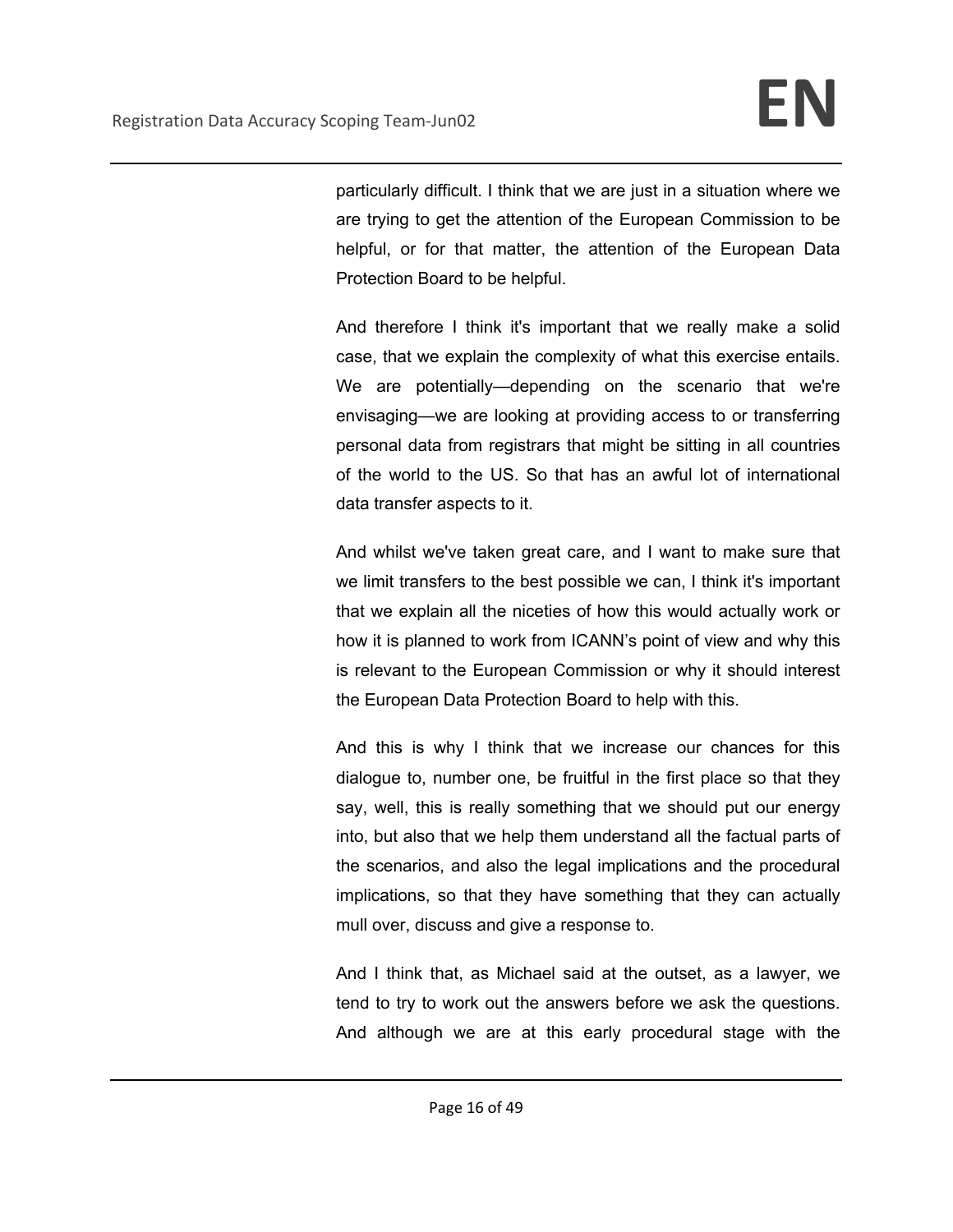particularly difficult. I think that we are just in a situation where we are trying to get the attention of the European Commission to be helpful, or for that matter, the attention of the European Data Protection Board to be helpful.

And therefore I think it's important that we really make a solid case, that we explain the complexity of what this exercise entails. We are potentially—depending on the scenario that we're envisaging—we are looking at providing access to or transferring personal data from registrars that might be sitting in all countries of the world to the US. So that has an awful lot of international data transfer aspects to it.

And whilst we've taken great care, and I want to make sure that we limit transfers to the best possible we can, I think it's important that we explain all the niceties of how this would actually work or how it is planned to work from ICANN's point of view and why this is relevant to the European Commission or why it should interest the European Data Protection Board to help with this.

And this is why I think that we increase our chances for this dialogue to, number one, be fruitful in the first place so that they say, well, this is really something that we should put our energy into, but also that we help them understand all the factual parts of the scenarios, and also the legal implications and the procedural implications, so that they have something that they can actually mull over, discuss and give a response to.

And I think that, as Michael said at the outset, as a lawyer, we tend to try to work out the answers before we ask the questions. And although we are at this early procedural stage with the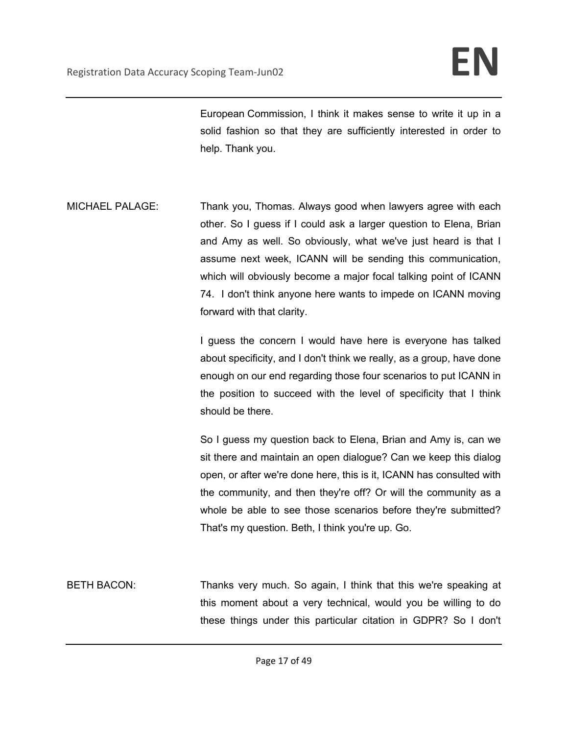European Commission, I think it makes sense to write it up in a solid fashion so that they are sufficiently interested in order to help. Thank you.

MICHAEL PALAGE: Thank you, Thomas. Always good when lawyers agree with each other. So I guess if I could ask a larger question to Elena, Brian and Amy as well. So obviously, what we've just heard is that I assume next week, ICANN will be sending this communication, which will obviously become a major focal talking point of ICANN 74. I don't think anyone here wants to impede on ICANN moving forward with that clarity.

I guess the concern I would have here is everyone has talked about specificity, and I don't think we really, as a group, have done enough on our end regarding those four scenarios to put ICANN in the position to succeed with the level of specificity that I think should be there.

So I guess my question back to Elena, Brian and Amy is, can we sit there and maintain an open dialogue? Can we keep this dialog open, or after we're done here, this is it, ICANN has consulted with the community, and then they're off? Or will the community as a whole be able to see those scenarios before they're submitted? That's my question. Beth, I think you're up. Go.

BETH BACON: Thanks very much. So again, I think that this we're speaking at this moment about a very technical, would you be willing to do these things under this particular citation in GDPR? So I don't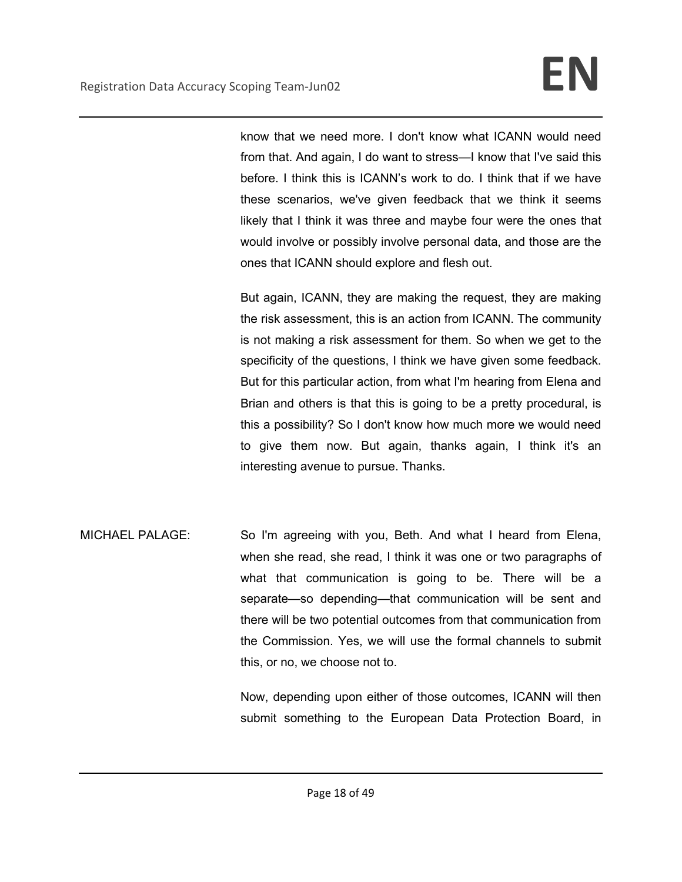know that we need more. I don't know what ICANN would need from that. And again, I do want to stress—I know that I've said this before. I think this is ICANN's work to do. I think that if we have these scenarios, we've given feedback that we think it seems likely that I think it was three and maybe four were the ones that would involve or possibly involve personal data, and those are the ones that ICANN should explore and flesh out.

But again, ICANN, they are making the request, they are making the risk assessment, this is an action from ICANN. The community is not making a risk assessment for them. So when we get to the specificity of the questions, I think we have given some feedback. But for this particular action, from what I'm hearing from Elena and Brian and others is that this is going to be a pretty procedural, is this a possibility? So I don't know how much more we would need to give them now. But again, thanks again, I think it's an interesting avenue to pursue. Thanks.

MICHAEL PALAGE: So I'm agreeing with you, Beth. And what I heard from Elena, when she read, she read, I think it was one or two paragraphs of what that communication is going to be. There will be a separate—so depending—that communication will be sent and there will be two potential outcomes from that communication from the Commission. Yes, we will use the formal channels to submit this, or no, we choose not to.

Now, depending upon either of those outcomes, ICANN will then submit something to the European Data Protection Board, in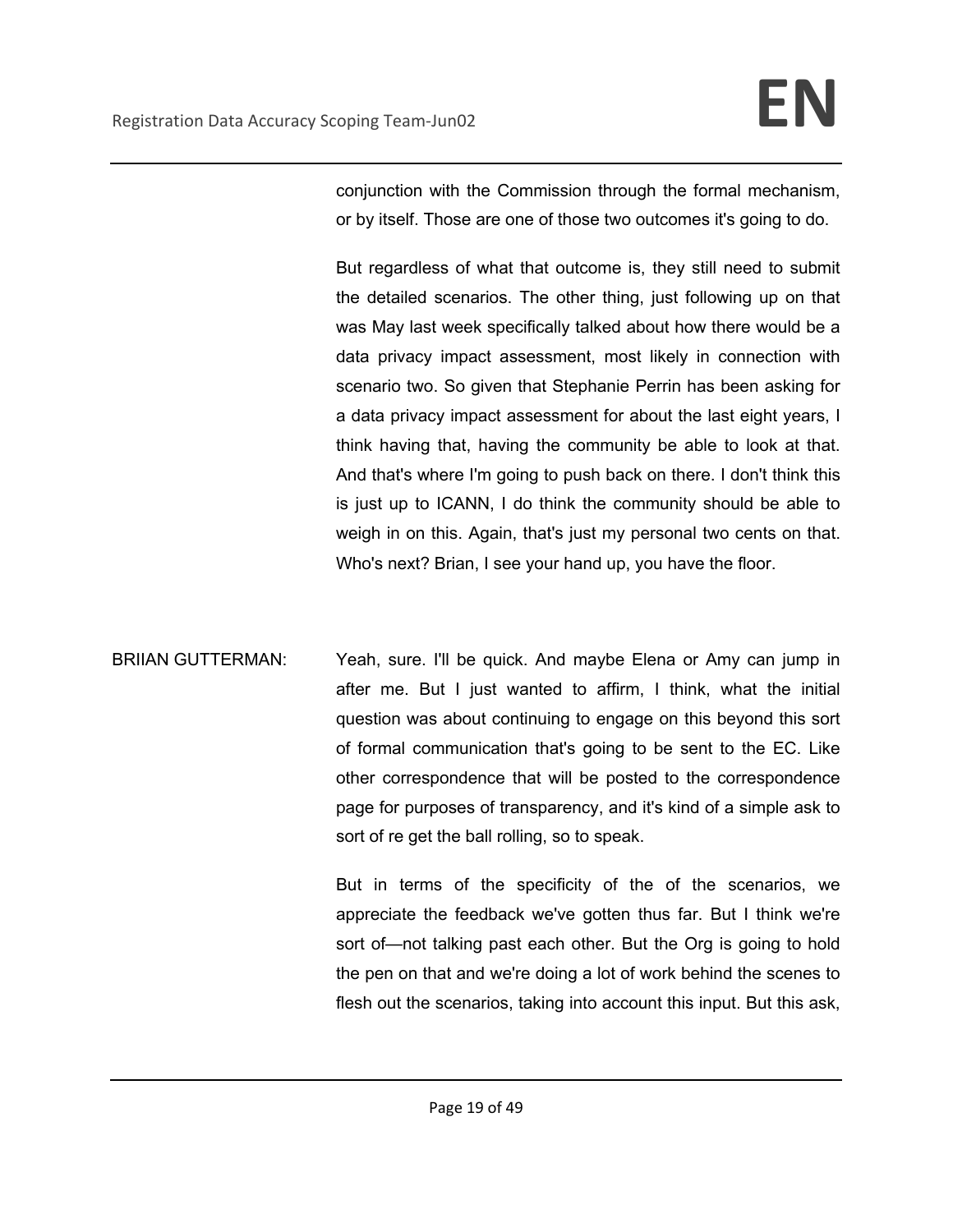conjunction with the Commission through the formal mechanism, or by itself. Those are one of those two outcomes it's going to do.

But regardless of what that outcome is, they still need to submit the detailed scenarios. The other thing, just following up on that was May last week specifically talked about how there would be a data privacy impact assessment, most likely in connection with scenario two. So given that Stephanie Perrin has been asking for a data privacy impact assessment for about the last eight years, I think having that, having the community be able to look at that. And that's where I'm going to push back on there. I don't think this is just up to ICANN, I do think the community should be able to weigh in on this. Again, that's just my personal two cents on that. Who's next? Brian, I see your hand up, you have the floor.

BRIIAN GUTTERMAN: Yeah, sure. I'll be quick. And maybe Elena or Amy can jump in after me. But I just wanted to affirm, I think, what the initial question was about continuing to engage on this beyond this sort of formal communication that's going to be sent to the EC. Like other correspondence that will be posted to the correspondence page for purposes of transparency, and it's kind of a simple ask to sort of re get the ball rolling, so to speak.

But in terms of the specificity of the of the scenarios, we appreciate the feedback we've gotten thus far. But I think we're sort of—not talking past each other. But the Org is going to hold the pen on that and we're doing a lot of work behind the scenes to flesh out the scenarios, taking into account this input. But this ask,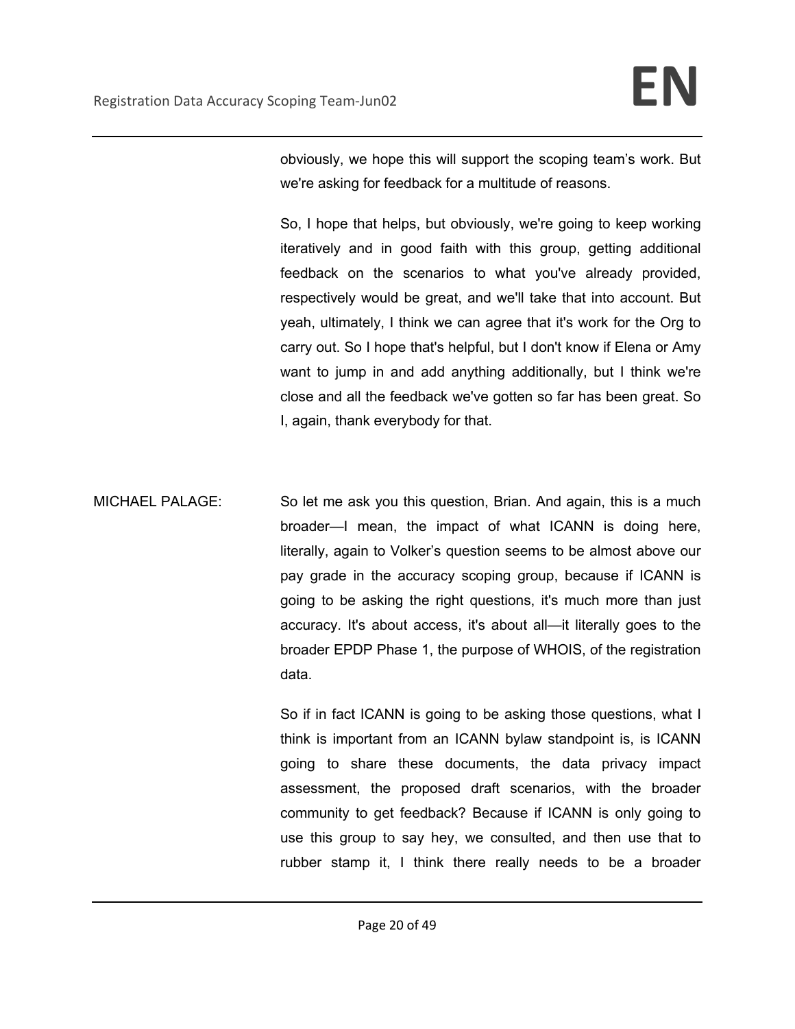obviously, we hope this will support the scoping team's work. But we're asking for feedback for a multitude of reasons.

So, I hope that helps, but obviously, we're going to keep working iteratively and in good faith with this group, getting additional feedback on the scenarios to what you've already provided, respectively would be great, and we'll take that into account. But yeah, ultimately, I think we can agree that it's work for the Org to carry out. So I hope that's helpful, but I don't know if Elena or Amy want to jump in and add anything additionally, but I think we're close and all the feedback we've gotten so far has been great. So I, again, thank everybody for that.

MICHAEL PALAGE: So let me ask you this question, Brian. And again, this is a much broader—I mean, the impact of what ICANN is doing here, literally, again to Volker's question seems to be almost above our pay grade in the accuracy scoping group, because if ICANN is going to be asking the right questions, it's much more than just accuracy. It's about access, it's about all—it literally goes to the broader EPDP Phase 1, the purpose of WHOIS, of the registration data.

So if in fact ICANN is going to be asking those questions, what I think is important from an ICANN bylaw standpoint is, is ICANN going to share these documents, the data privacy impact assessment, the proposed draft scenarios, with the broader community to get feedback? Because if ICANN is only going to use this group to say hey, we consulted, and then use that to rubber stamp it, I think there really needs to be a broader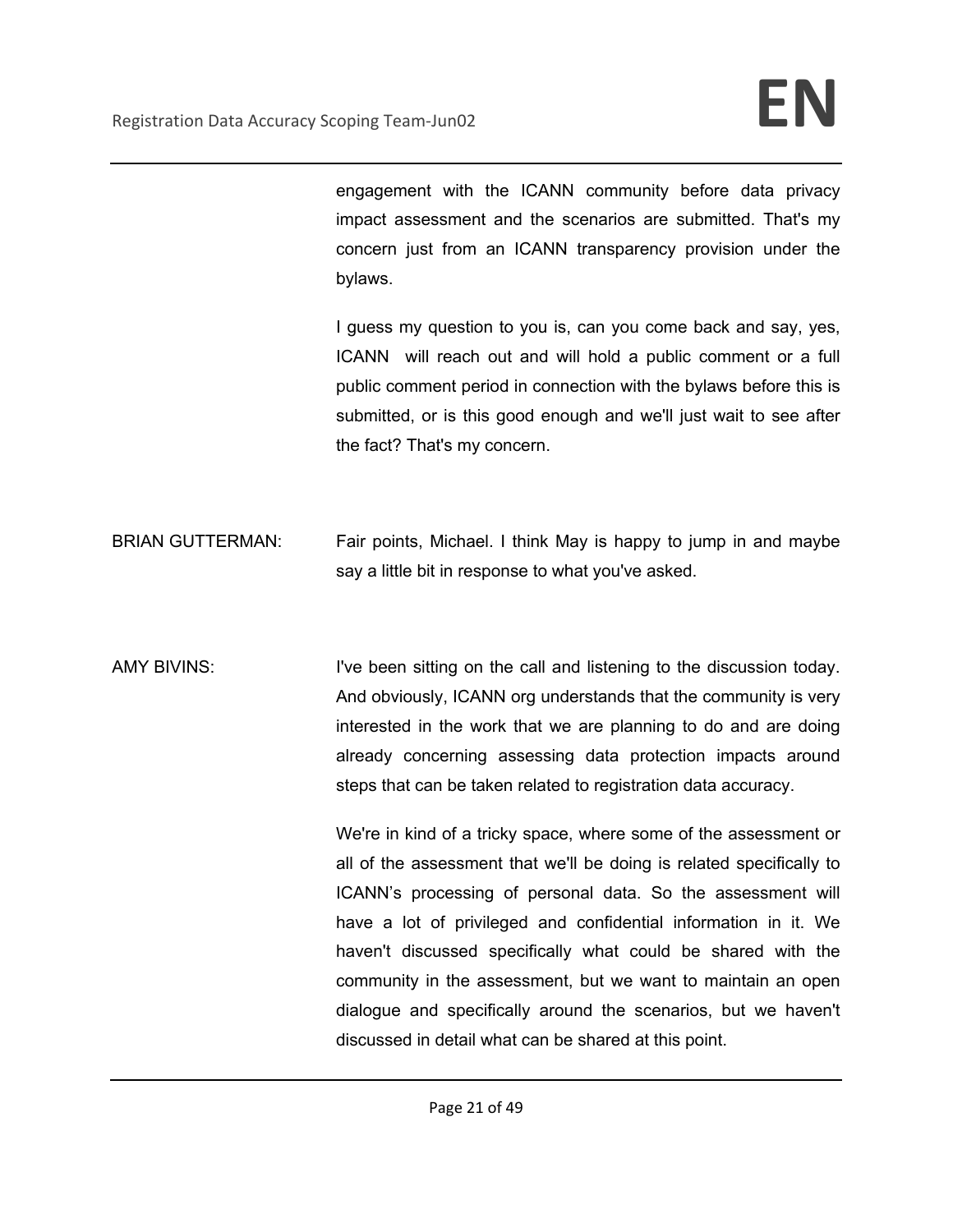engagement with the ICANN community before data privacy impact assessment and the scenarios are submitted. That's my concern just from an ICANN transparency provision under the bylaws.

I guess my question to you is, can you come back and say, yes, ICANN will reach out and will hold a public comment or a full public comment period in connection with the bylaws before this is submitted, or is this good enough and we'll just wait to see after the fact? That's my concern.

BRIAN GUTTERMAN: Fair points, Michael. I think May is happy to jump in and maybe say a little bit in response to what you've asked.

AMY BIVINS: I've been sitting on the call and listening to the discussion today. And obviously, ICANN org understands that the community is very interested in the work that we are planning to do and are doing already concerning assessing data protection impacts around steps that can be taken related to registration data accuracy.

We're in kind of a tricky space, where some of the assessment or all of the assessment that we'll be doing is related specifically to ICANN's processing of personal data. So the assessment will have a lot of privileged and confidential information in it. We haven't discussed specifically what could be shared with the community in the assessment, but we want to maintain an open dialogue and specifically around the scenarios, but we haven't discussed in detail what can be shared at this point.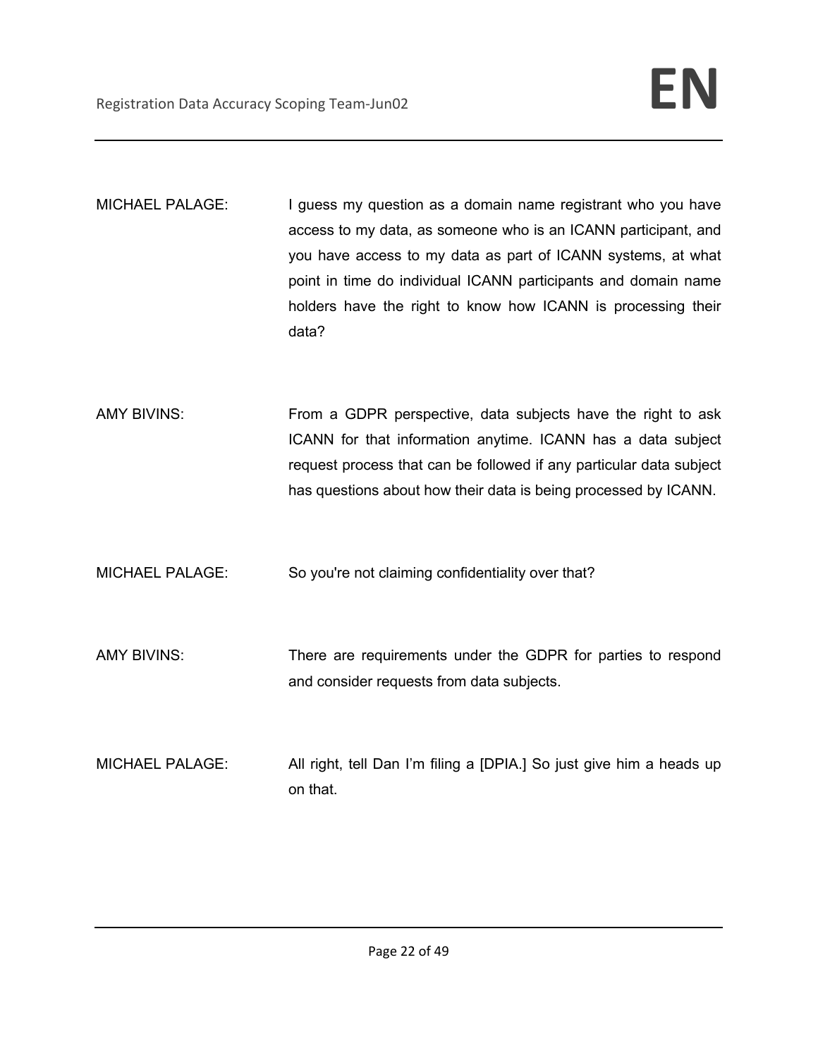MICHAEL PALAGE: I guess my question as a domain name registrant who you have access to my data, as someone who is an ICANN participant, and you have access to my data as part of ICANN systems, at what point in time do individual ICANN participants and domain name holders have the right to know how ICANN is processing their data?

AMY BIVINS: From a GDPR perspective, data subjects have the right to ask ICANN for that information anytime. ICANN has a data subject request process that can be followed if any particular data subject has questions about how their data is being processed by ICANN.

MICHAEL PALAGE: So you're not claiming confidentiality over that?

AMY BIVINS: There are requirements under the GDPR for parties to respond and consider requests from data subjects.

MICHAEL PALAGE: All right, tell Dan I'm filing a [DPIA.] So just give him a heads up on that.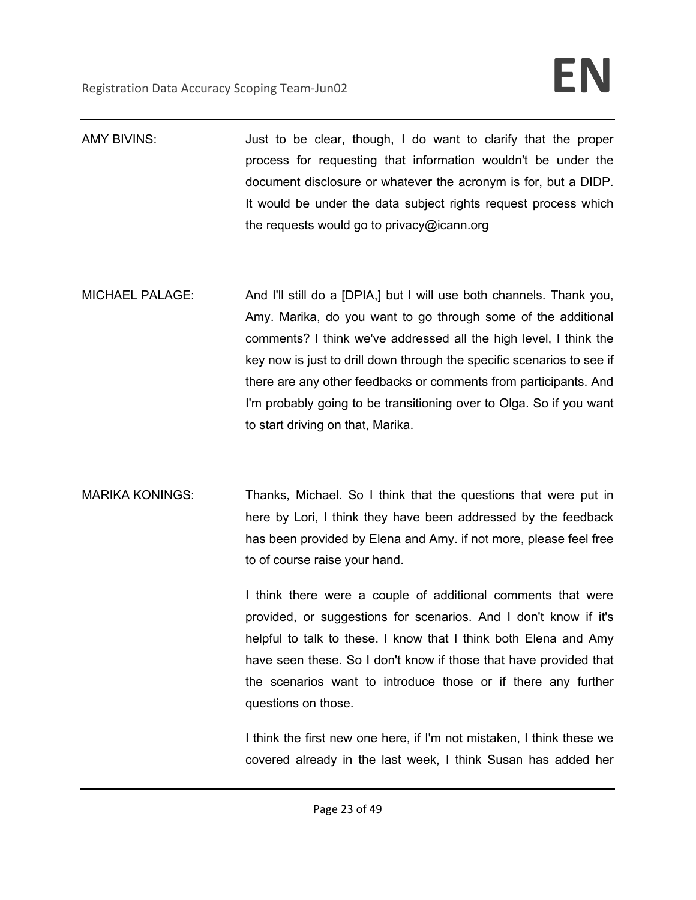AMY BIVINS: Just to be clear, though, I do want to clarify that the proper process for requesting that information wouldn't be under the document disclosure or whatever the acronym is for, but a DIDP. It would be under the data subject rights request process which the requests would go to privacy@icann.org

MICHAEL PALAGE: And I'll still do a [DPIA,] but I will use both channels. Thank you, Amy. Marika, do you want to go through some of the additional comments? I think we've addressed all the high level, I think the key now is just to drill down through the specific scenarios to see if there are any other feedbacks or comments from participants. And I'm probably going to be transitioning over to Olga. So if you want to start driving on that, Marika.

MARIKA KONINGS: Thanks, Michael. So I think that the questions that were put in here by Lori, I think they have been addressed by the feedback has been provided by Elena and Amy. if not more, please feel free to of course raise your hand.

I think there were a couple of additional comments that were provided, or suggestions for scenarios. And I don't know if it's helpful to talk to these. I know that I think both Elena and Amy have seen these. So I don't know if those that have provided that the scenarios want to introduce those or if there any further questions on those.

I think the first new one here, if I'm not mistaken, I think these we covered already in the last week, I think Susan has added her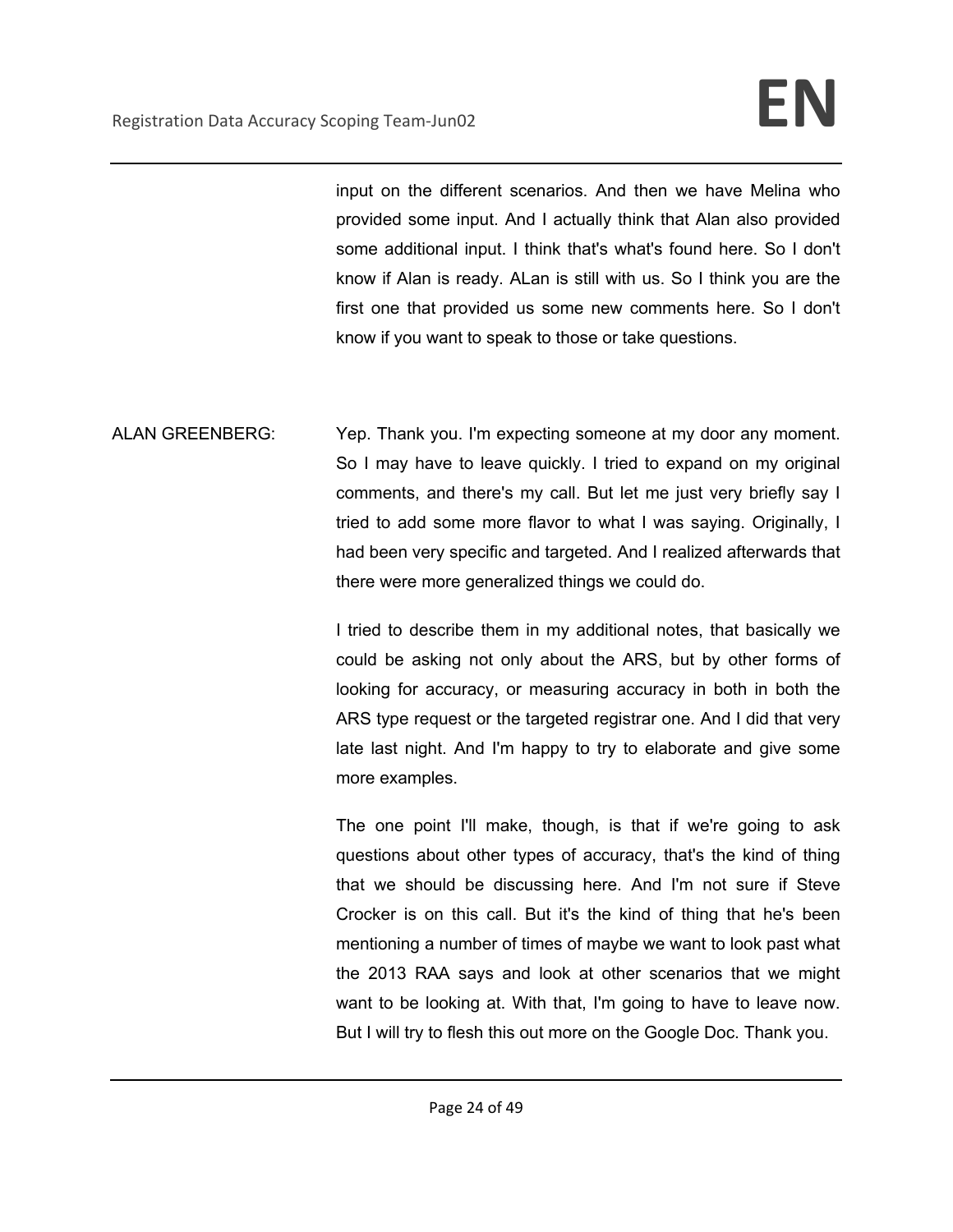input on the different scenarios. And then we have Melina who provided some input. And I actually think that Alan also provided some additional input. I think that's what's found here. So I don't know if Alan is ready. ALan is still with us. So I think you are the first one that provided us some new comments here. So I don't know if you want to speak to those or take questions.

ALAN GREENBERG: Yep. Thank you. I'm expecting someone at my door any moment. So I may have to leave quickly. I tried to expand on my original comments, and there's my call. But let me just very briefly say I tried to add some more flavor to what I was saying. Originally, I had been very specific and targeted. And I realized afterwards that there were more generalized things we could do.

I tried to describe them in my additional notes, that basically we could be asking not only about the ARS, but by other forms of looking for accuracy, or measuring accuracy in both in both the ARS type request or the targeted registrar one. And I did that very late last night. And I'm happy to try to elaborate and give some more examples.

The one point I'll make, though, is that if we're going to ask questions about other types of accuracy, that's the kind of thing that we should be discussing here. And I'm not sure if Steve Crocker is on this call. But it's the kind of thing that he's been mentioning a number of times of maybe we want to look past what the 2013 RAA says and look at other scenarios that we might want to be looking at. With that, I'm going to have to leave now. But I will try to flesh this out more on the Google Doc. Thank you.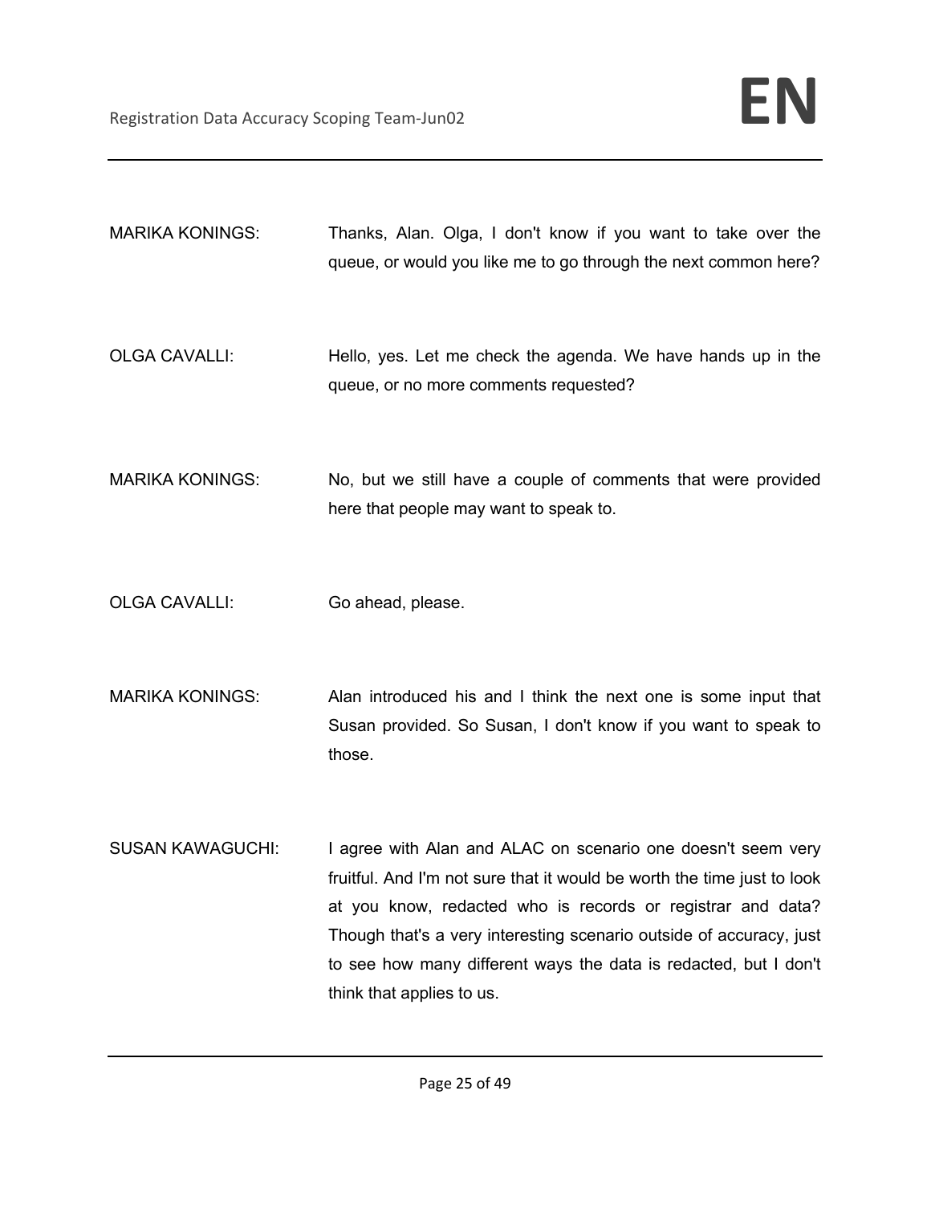MARIKA KONINGS: Thanks, Alan. Olga, I don't know if you want to take over the queue, or would you like me to go through the next common here?

OLGA CAVALLI: Hello, yes. Let me check the agenda. We have hands up in the queue, or no more comments requested?

MARIKA KONINGS: No, but we still have a couple of comments that were provided here that people may want to speak to.

OLGA CAVALLI: Go ahead, please.

MARIKA KONINGS: Alan introduced his and I think the next one is some input that Susan provided. So Susan, I don't know if you want to speak to those.

SUSAN KAWAGUCHI: I agree with Alan and ALAC on scenario one doesn't seem very fruitful. And I'm not sure that it would be worth the time just to look at you know, redacted who is records or registrar and data? Though that's a very interesting scenario outside of accuracy, just to see how many different ways the data is redacted, but I don't think that applies to us.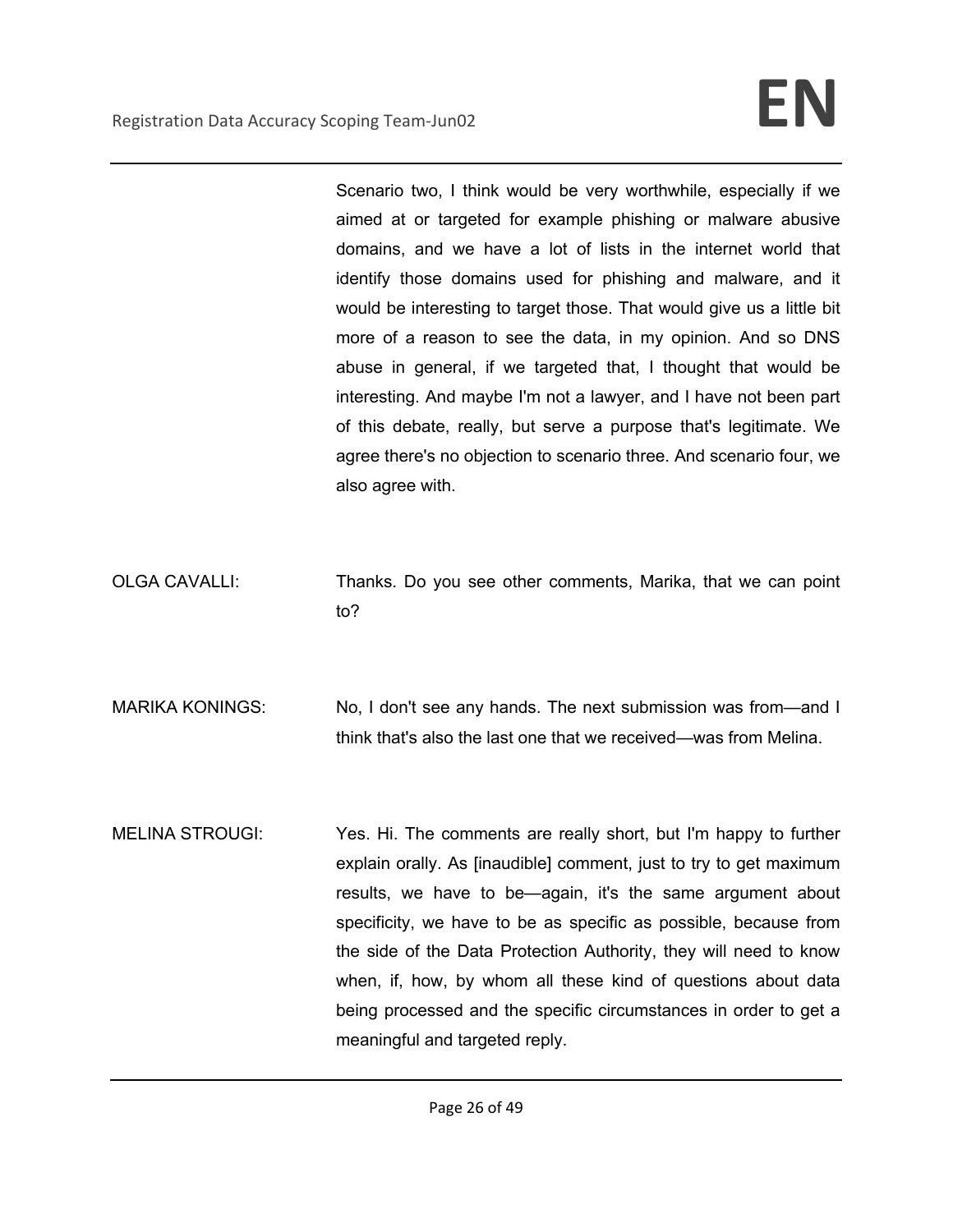Scenario two, I think would be very worthwhile, especially if we aimed at or targeted for example phishing or malware abusive domains, and we have a lot of lists in the internet world that identify those domains used for phishing and malware, and it would be interesting to target those. That would give us a little bit more of a reason to see the data, in my opinion. And so DNS abuse in general, if we targeted that, I thought that would be interesting. And maybe I'm not a lawyer, and I have not been part of this debate, really, but serve a purpose that's legitimate. We agree there's no objection to scenario three. And scenario four, we also agree with.

OLGA CAVALLI: Thanks. Do you see other comments, Marika, that we can point to?

MARIKA KONINGS: No, I don't see any hands. The next submission was from—and I think that's also the last one that we received—was from Melina.

MELINA STROUGI: Yes. Hi. The comments are really short, but I'm happy to further explain orally. As [inaudible] comment, just to try to get maximum results, we have to be—again, it's the same argument about specificity, we have to be as specific as possible, because from the side of the Data Protection Authority, they will need to know when, if, how, by whom all these kind of questions about data being processed and the specific circumstances in order to get a meaningful and targeted reply.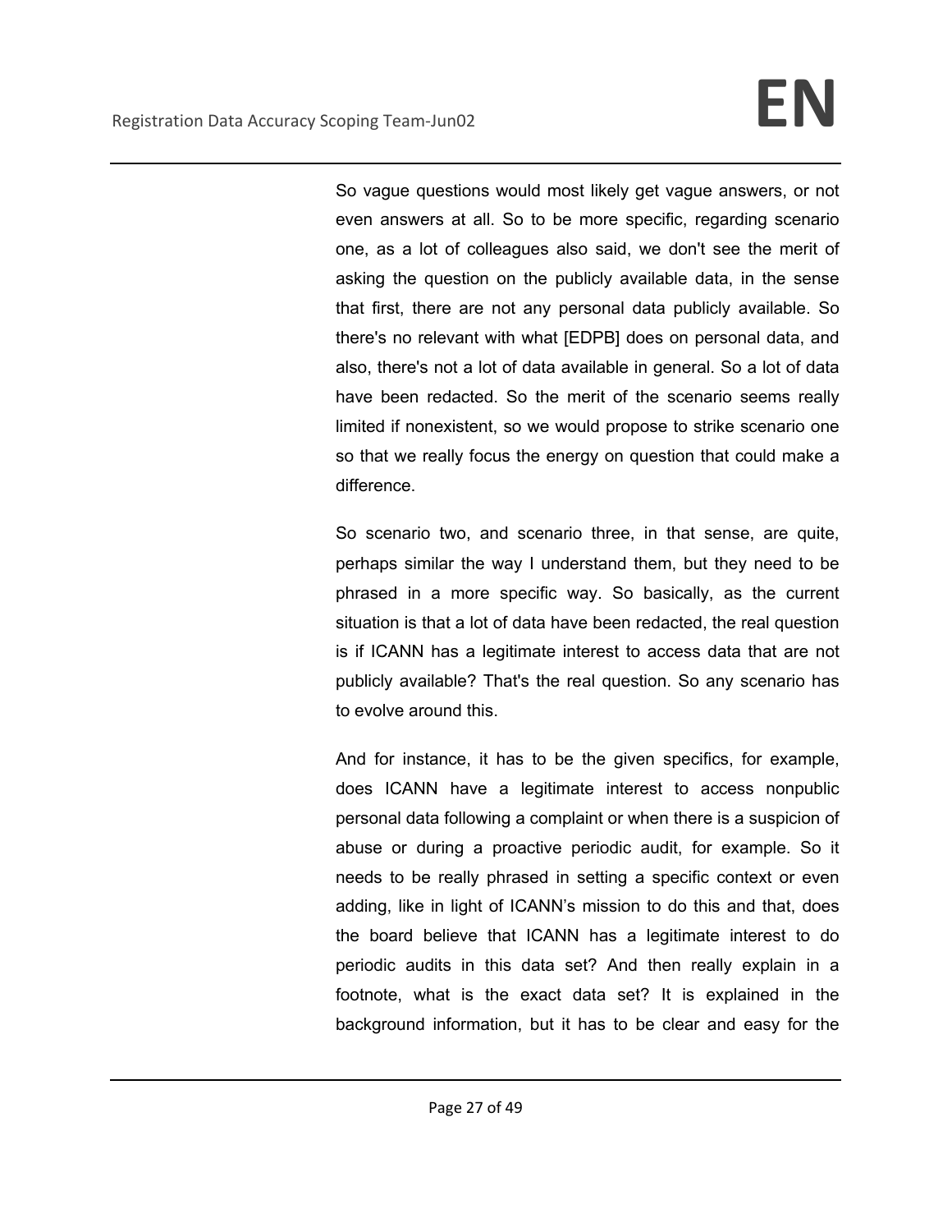So vague questions would most likely get vague answers, or not even answers at all. So to be more specific, regarding scenario one, as a lot of colleagues also said, we don't see the merit of asking the question on the publicly available data, in the sense that first, there are not any personal data publicly available. So there's no relevant with what [EDPB] does on personal data, and also, there's not a lot of data available in general. So a lot of data have been redacted. So the merit of the scenario seems really limited if nonexistent, so we would propose to strike scenario one so that we really focus the energy on question that could make a difference.

So scenario two, and scenario three, in that sense, are quite, perhaps similar the way I understand them, but they need to be phrased in a more specific way. So basically, as the current situation is that a lot of data have been redacted, the real question is if ICANN has a legitimate interest to access data that are not publicly available? That's the real question. So any scenario has to evolve around this.

And for instance, it has to be the given specifics, for example, does ICANN have a legitimate interest to access nonpublic personal data following a complaint or when there is a suspicion of abuse or during a proactive periodic audit, for example. So it needs to be really phrased in setting a specific context or even adding, like in light of ICANN's mission to do this and that, does the board believe that ICANN has a legitimate interest to do periodic audits in this data set? And then really explain in a footnote, what is the exact data set? It is explained in the background information, but it has to be clear and easy for the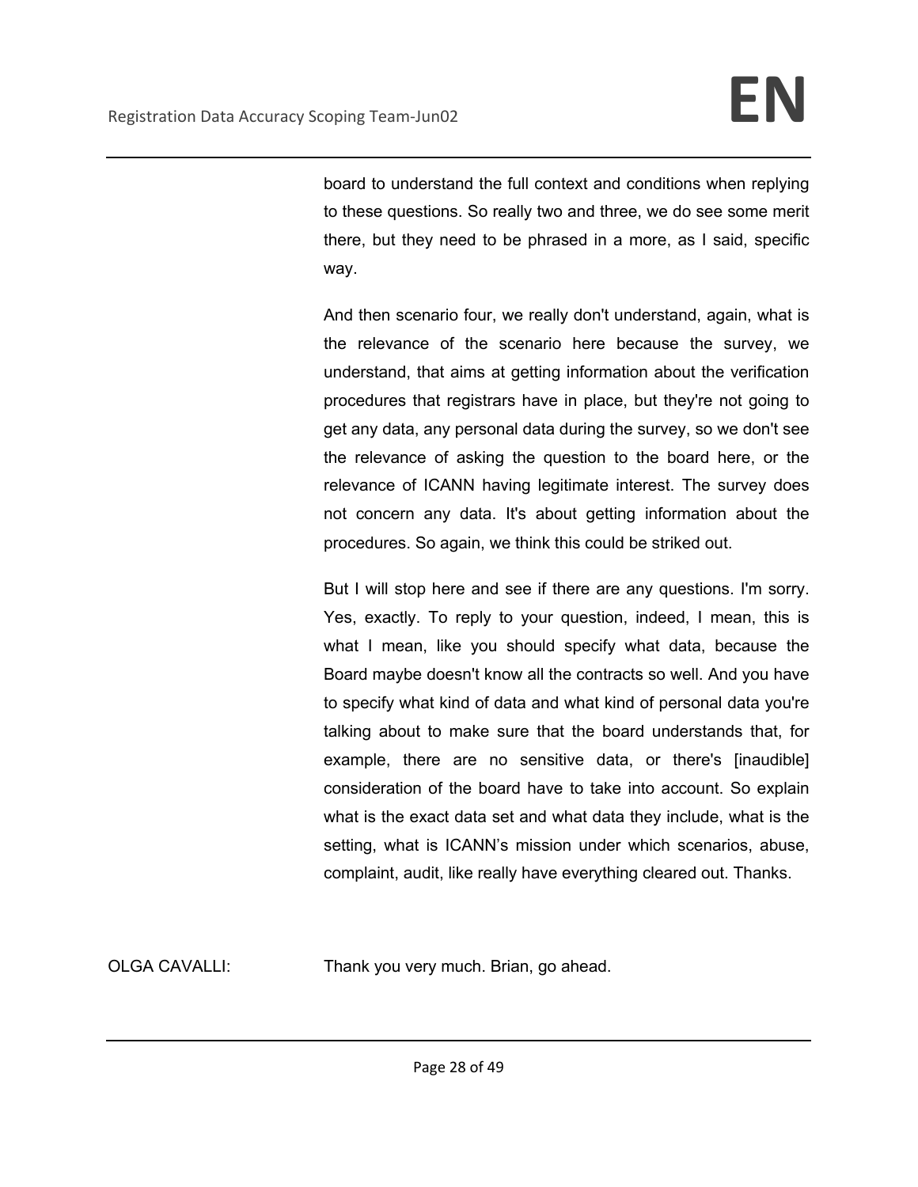board to understand the full context and conditions when replying to these questions. So really two and three, we do see some merit there, but they need to be phrased in a more, as I said, specific way.

And then scenario four, we really don't understand, again, what is the relevance of the scenario here because the survey, we understand, that aims at getting information about the verification procedures that registrars have in place, but they're not going to get any data, any personal data during the survey, so we don't see the relevance of asking the question to the board here, or the relevance of ICANN having legitimate interest. The survey does not concern any data. It's about getting information about the procedures. So again, we think this could be striked out.

But I will stop here and see if there are any questions. I'm sorry. Yes, exactly. To reply to your question, indeed, I mean, this is what I mean, like you should specify what data, because the Board maybe doesn't know all the contracts so well. And you have to specify what kind of data and what kind of personal data you're talking about to make sure that the board understands that, for example, there are no sensitive data, or there's [inaudible] consideration of the board have to take into account. So explain what is the exact data set and what data they include, what is the setting, what is ICANN's mission under which scenarios, abuse, complaint, audit, like really have everything cleared out. Thanks.

OLGA CAVALLI: Thank you very much. Brian, go ahead.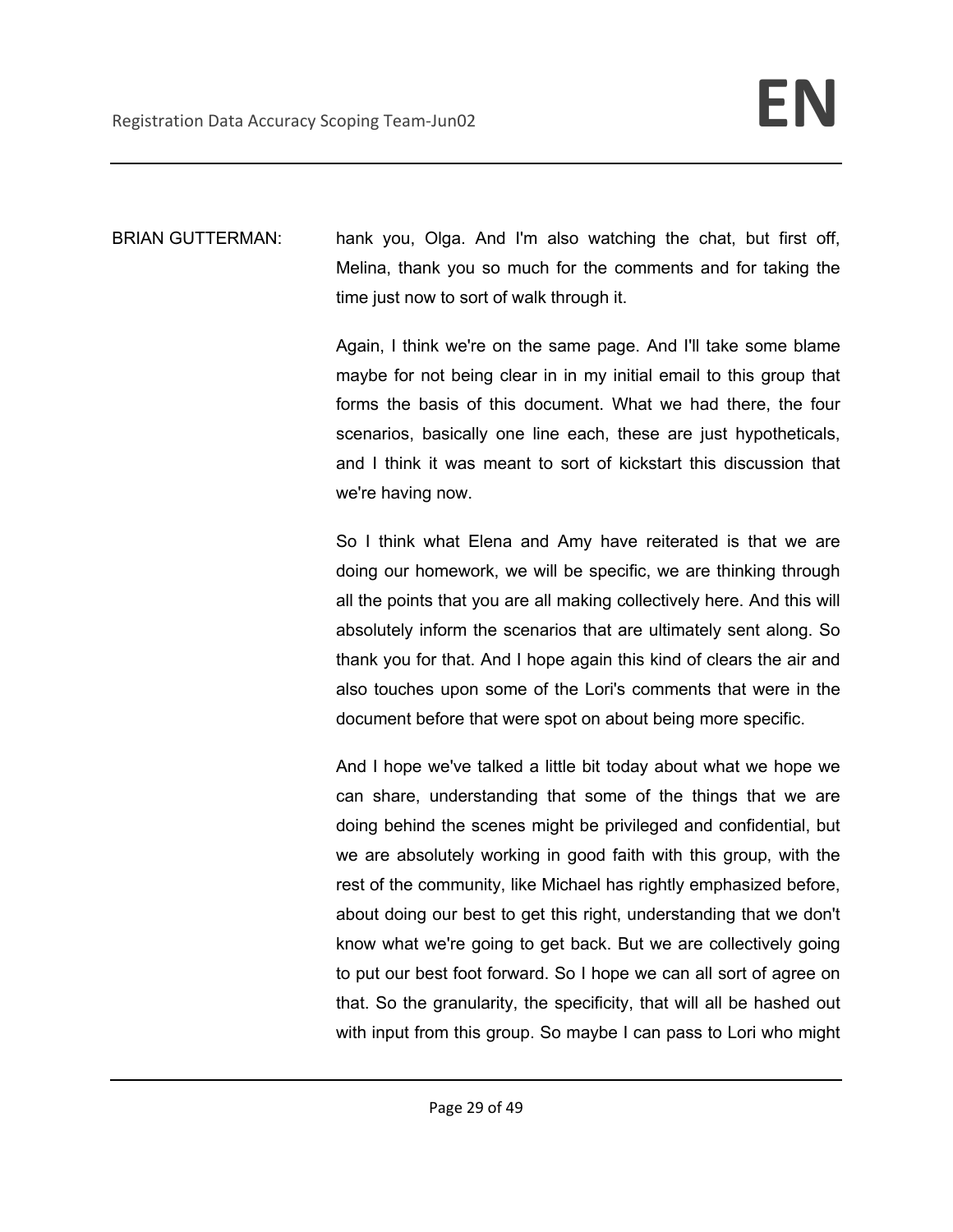BRIAN GUTTERMAN: hank you, Olga. And I'm also watching the chat, but first off, Melina, thank you so much for the comments and for taking the time just now to sort of walk through it.

Again, I think we're on the same page. And I'll take some blame maybe for not being clear in in my initial email to this group that forms the basis of this document. What we had there, the four scenarios, basically one line each, these are just hypotheticals, and I think it was meant to sort of kickstart this discussion that we're having now.

So I think what Elena and Amy have reiterated is that we are doing our homework, we will be specific, we are thinking through all the points that you are all making collectively here. And this will absolutely inform the scenarios that are ultimately sent along. So thank you for that. And I hope again this kind of clears the air and also touches upon some of the Lori's comments that were in the document before that were spot on about being more specific.

And I hope we've talked a little bit today about what we hope we can share, understanding that some of the things that we are doing behind the scenes might be privileged and confidential, but we are absolutely working in good faith with this group, with the rest of the community, like Michael has rightly emphasized before, about doing our best to get this right, understanding that we don't know what we're going to get back. But we are collectively going to put our best foot forward. So I hope we can all sort of agree on that. So the granularity, the specificity, that will all be hashed out with input from this group. So maybe I can pass to Lori who might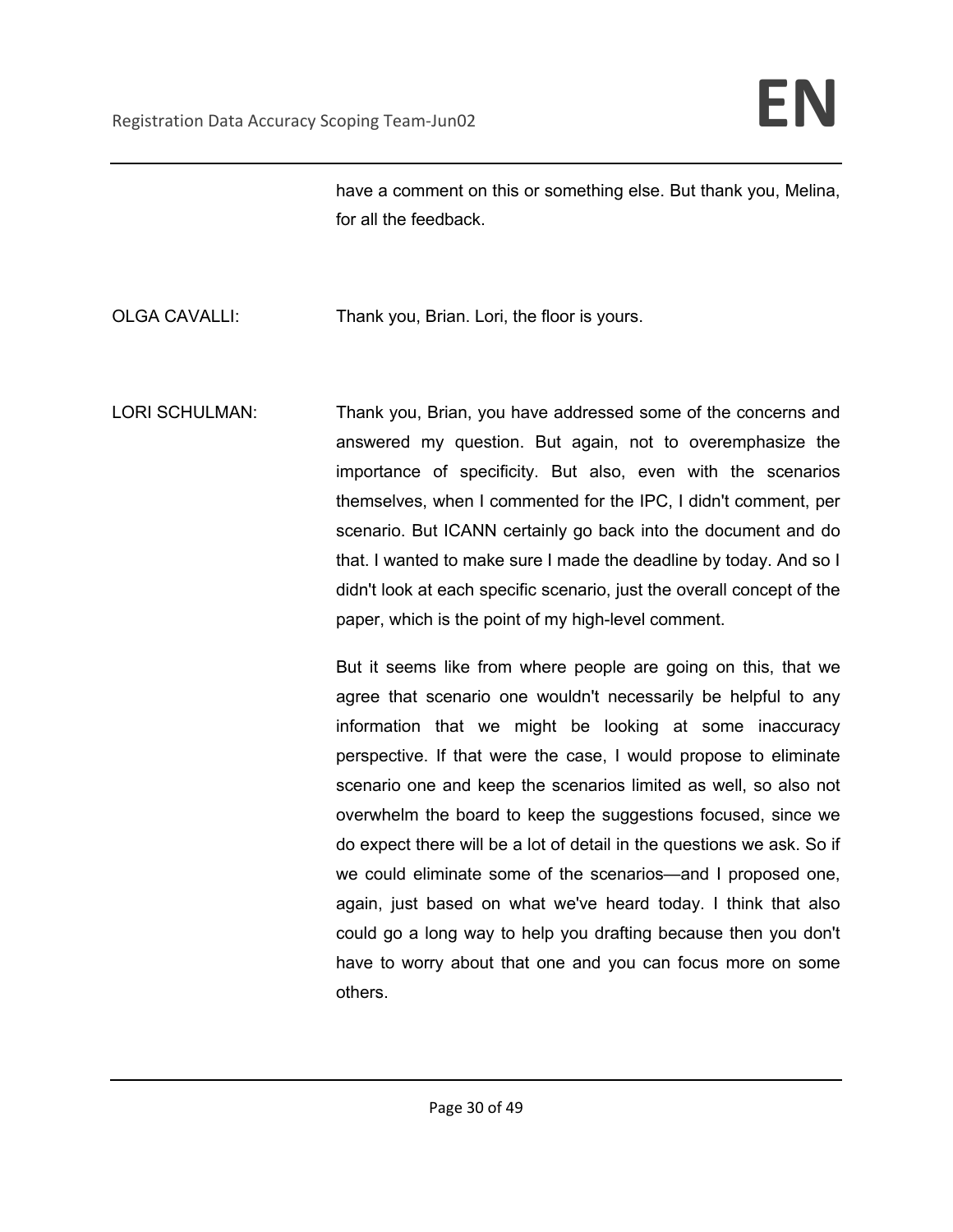have a comment on this or something else. But thank you, Melina, for all the feedback.

OLGA CAVALLI: Thank you, Brian. Lori, the floor is yours.

LORI SCHULMAN: Thank you, Brian, you have addressed some of the concerns and answered my question. But again, not to overemphasize the importance of specificity. But also, even with the scenarios themselves, when I commented for the IPC, I didn't comment, per scenario. But ICANN certainly go back into the document and do that. I wanted to make sure I made the deadline by today. And so I didn't look at each specific scenario, just the overall concept of the paper, which is the point of my high-level comment.

But it seems like from where people are going on this, that we agree that scenario one wouldn't necessarily be helpful to any information that we might be looking at some inaccuracy perspective. If that were the case, I would propose to eliminate scenario one and keep the scenarios limited as well, so also not overwhelm the board to keep the suggestions focused, since we do expect there will be a lot of detail in the questions we ask. So if we could eliminate some of the scenarios—and I proposed one, again, just based on what we've heard today. I think that also could go a long way to help you drafting because then you don't have to worry about that one and you can focus more on some others.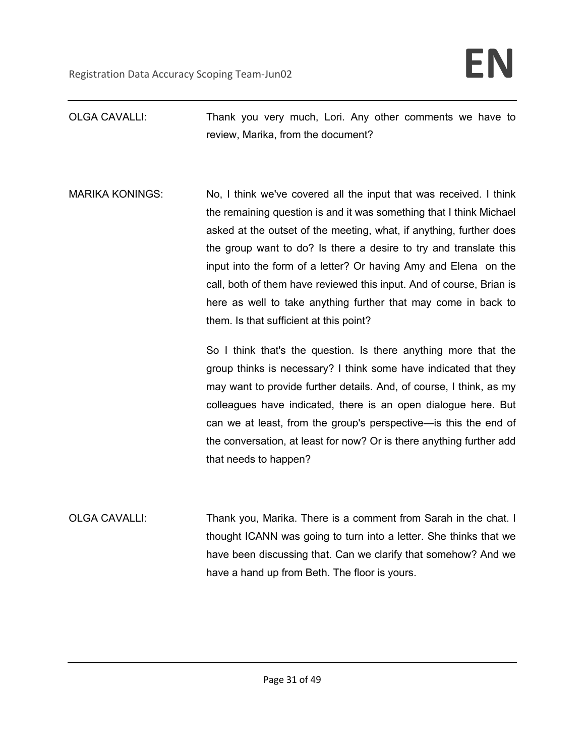OLGA CAVALLI: Thank you very much, Lori. Any other comments we have to review, Marika, from the document?

MARIKA KONINGS: No, I think we've covered all the input that was received. I think the remaining question is and it was something that I think Michael asked at the outset of the meeting, what, if anything, further does the group want to do? Is there a desire to try and translate this input into the form of a letter? Or having Amy and Elena on the call, both of them have reviewed this input. And of course, Brian is here as well to take anything further that may come in back to them. Is that sufficient at this point?

So I think that's the question. Is there anything more that the group thinks is necessary? I think some have indicated that they may want to provide further details. And, of course, I think, as my colleagues have indicated, there is an open dialogue here. But can we at least, from the group's perspective—is this the end of the conversation, at least for now? Or is there anything further add that needs to happen?

OLGA CAVALLI: Thank you, Marika. There is a comment from Sarah in the chat. I thought ICANN was going to turn into a letter. She thinks that we have been discussing that. Can we clarify that somehow? And we have a hand up from Beth. The floor is yours.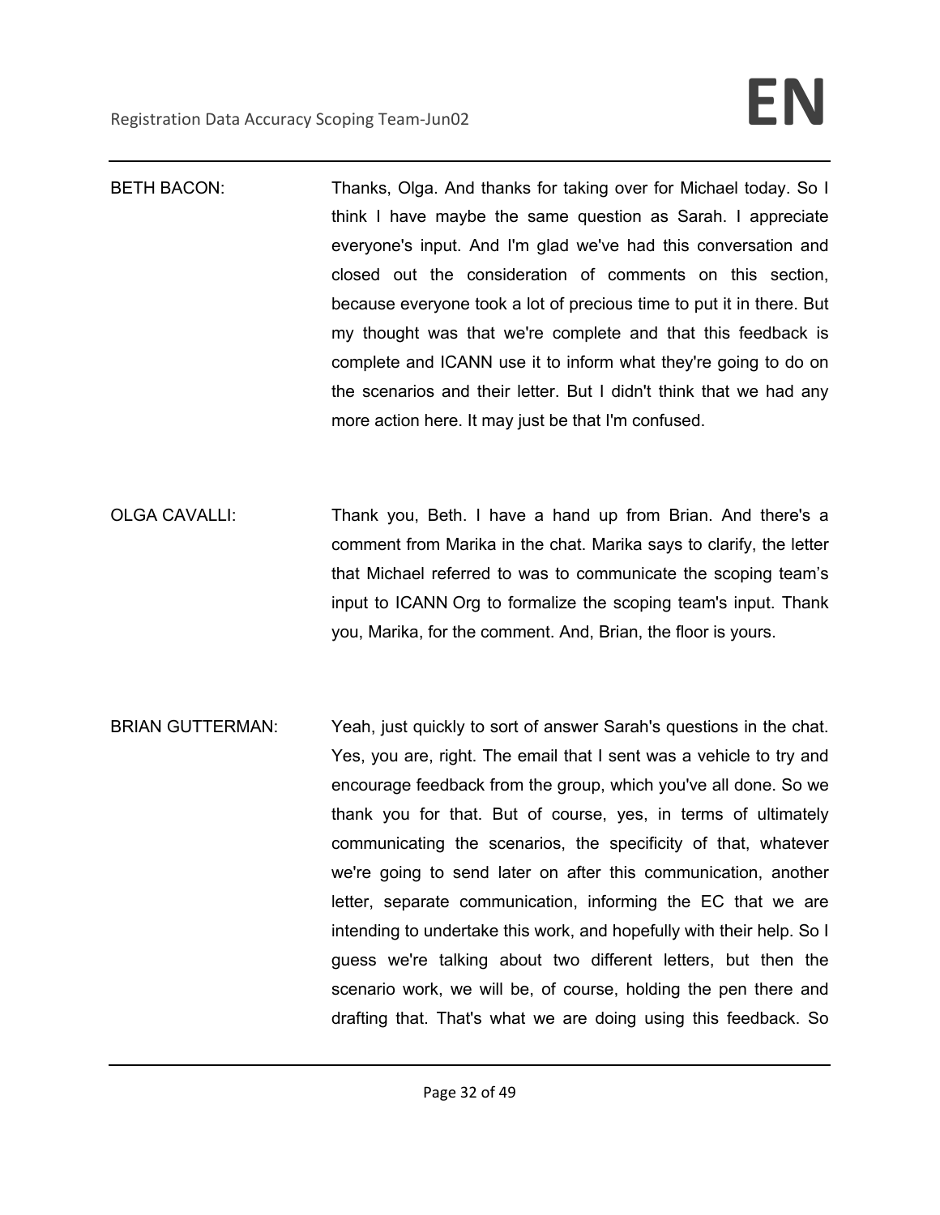BETH BACON: Thanks, Olga. And thanks for taking over for Michael today. So I think I have maybe the same question as Sarah. I appreciate everyone's input. And I'm glad we've had this conversation and closed out the consideration of comments on this section, because everyone took a lot of precious time to put it in there. But my thought was that we're complete and that this feedback is complete and ICANN use it to inform what they're going to do on the scenarios and their letter. But I didn't think that we had any more action here. It may just be that I'm confused.

OLGA CAVALLI: Thank you, Beth. I have a hand up from Brian. And there's a comment from Marika in the chat. Marika says to clarify, the letter that Michael referred to was to communicate the scoping team's input to ICANN Org to formalize the scoping team's input. Thank you, Marika, for the comment. And, Brian, the floor is yours.

BRIAN GUTTERMAN: Yeah, just quickly to sort of answer Sarah's questions in the chat. Yes, you are, right. The email that I sent was a vehicle to try and encourage feedback from the group, which you've all done. So we thank you for that. But of course, yes, in terms of ultimately communicating the scenarios, the specificity of that, whatever we're going to send later on after this communication, another letter, separate communication, informing the EC that we are intending to undertake this work, and hopefully with their help. So I guess we're talking about two different letters, but then the scenario work, we will be, of course, holding the pen there and drafting that. That's what we are doing using this feedback. So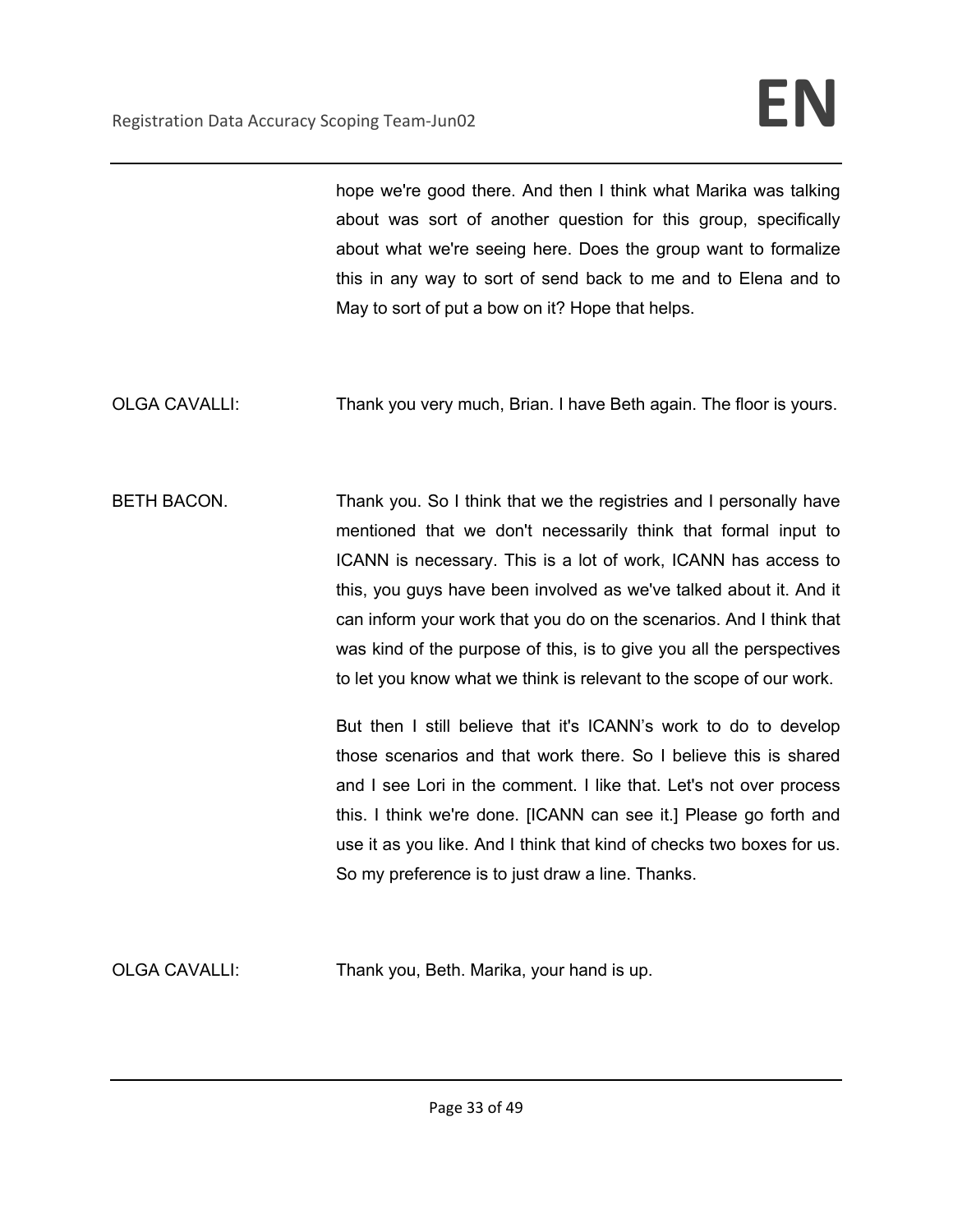hope we're good there. And then I think what Marika was talking about was sort of another question for this group, specifically about what we're seeing here. Does the group want to formalize this in any way to sort of send back to me and to Elena and to May to sort of put a bow on it? Hope that helps.

OLGA CAVALLI: Thank you very much, Brian. I have Beth again. The floor is yours.

BETH BACON. Thank you. So I think that we the registries and I personally have mentioned that we don't necessarily think that formal input to ICANN is necessary. This is a lot of work, ICANN has access to this, you guys have been involved as we've talked about it. And it can inform your work that you do on the scenarios. And I think that was kind of the purpose of this, is to give you all the perspectives to let you know what we think is relevant to the scope of our work.

But then I still believe that it's ICANN's work to do to develop those scenarios and that work there. So I believe this is shared and I see Lori in the comment. I like that. Let's not over process this. I think we're done. [ICANN can see it.] Please go forth and use it as you like. And I think that kind of checks two boxes for us. So my preference is to just draw a line. Thanks.

OLGA CAVALLI: Thank you, Beth. Marika, your hand is up.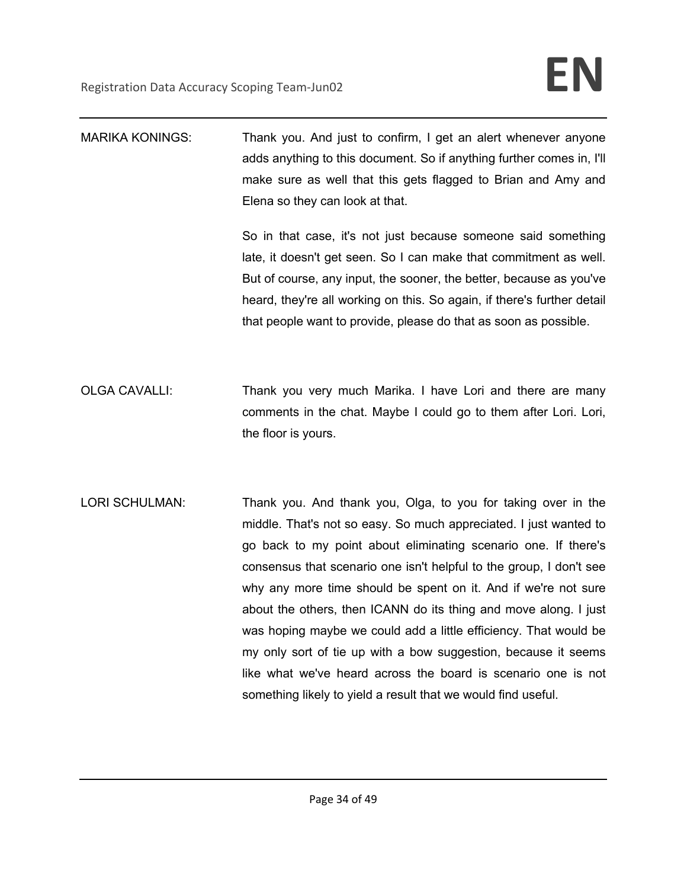MARIKA KONINGS: Thank you. And just to confirm, I get an alert whenever anyone adds anything to this document. So if anything further comes in, I'll make sure as well that this gets flagged to Brian and Amy and Elena so they can look at that.

So in that case, it's not just because someone said something late, it doesn't get seen. So I can make that commitment as well. But of course, any input, the sooner, the better, because as you've heard, they're all working on this. So again, if there's further detail that people want to provide, please do that as soon as possible.

OLGA CAVALLI: Thank you very much Marika. I have Lori and there are many comments in the chat. Maybe I could go to them after Lori. Lori, the floor is yours.

LORI SCHULMAN: Thank you. And thank you, Olga, to you for taking over in the middle. That's not so easy. So much appreciated. I just wanted to go back to my point about eliminating scenario one. If there's consensus that scenario one isn't helpful to the group, I don't see why any more time should be spent on it. And if we're not sure about the others, then ICANN do its thing and move along. I just was hoping maybe we could add a little efficiency. That would be my only sort of tie up with a bow suggestion, because it seems like what we've heard across the board is scenario one is not something likely to yield a result that we would find useful.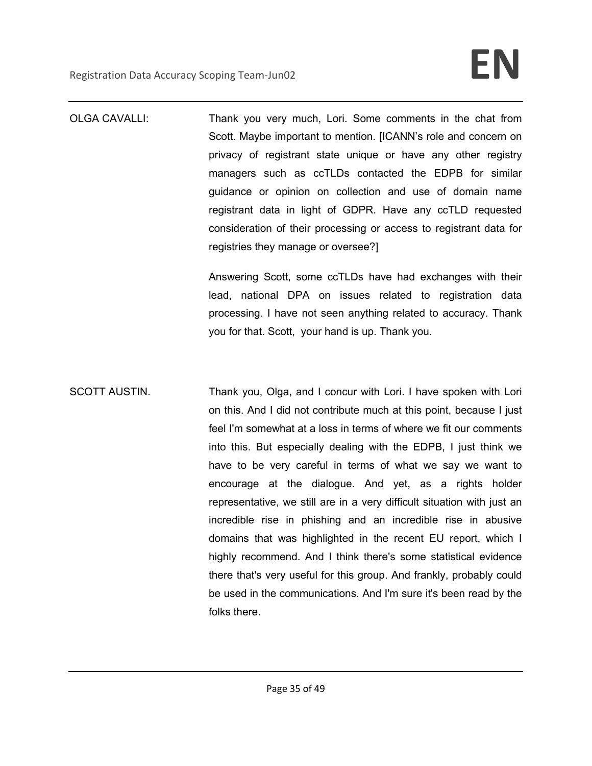OLGA CAVALLI: Thank you very much, Lori. Some comments in the chat from Scott. Maybe important to mention. [ICANN's role and concern on privacy of registrant state unique or have any other registry managers such as ccTLDs contacted the EDPB for similar guidance or opinion on collection and use of domain name registrant data in light of GDPR. Have any ccTLD requested consideration of their processing or access to registrant data for registries they manage or oversee?]

Answering Scott, some ccTLDs have had exchanges with their lead, national DPA on issues related to registration data processing. I have not seen anything related to accuracy. Thank you for that. Scott, your hand is up. Thank you.

SCOTT AUSTIN. Thank you, Olga, and I concur with Lori. I have spoken with Lori on this. And I did not contribute much at this point, because I just feel I'm somewhat at a loss in terms of where we fit our comments into this. But especially dealing with the EDPB, I just think we have to be very careful in terms of what we say we want to encourage at the dialogue. And yet, as a rights holder representative, we still are in a very difficult situation with just an incredible rise in phishing and an incredible rise in abusive domains that was highlighted in the recent EU report, which I highly recommend. And I think there's some statistical evidence there that's very useful for this group. And frankly, probably could be used in the communications. And I'm sure it's been read by the folks there.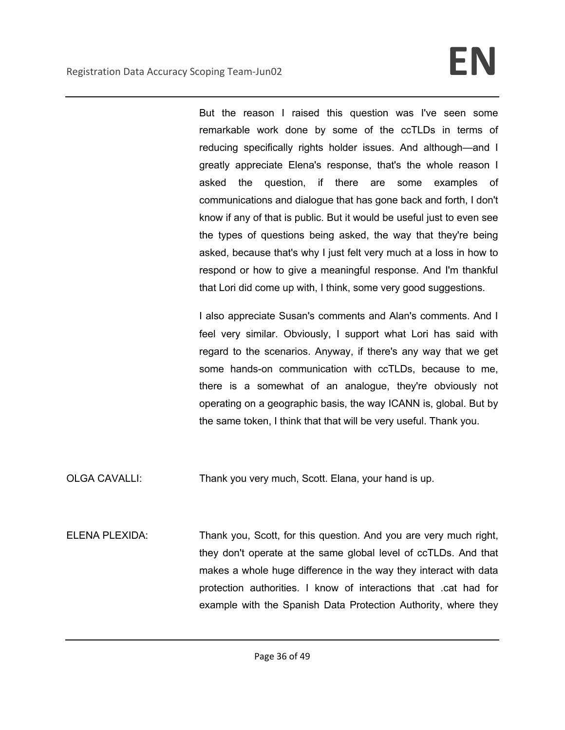But the reason I raised this question was I've seen some remarkable work done by some of the ccTLDs in terms of reducing specifically rights holder issues. And although—and I greatly appreciate Elena's response, that's the whole reason I asked the question, if there are some examples of communications and dialogue that has gone back and forth, I don't know if any of that is public. But it would be useful just to even see the types of questions being asked, the way that they're being asked, because that's why I just felt very much at a loss in how to respond or how to give a meaningful response. And I'm thankful that Lori did come up with, I think, some very good suggestions.

I also appreciate Susan's comments and Alan's comments. And I feel very similar. Obviously, I support what Lori has said with regard to the scenarios. Anyway, if there's any way that we get some hands-on communication with ccTLDs, because to me, there is a somewhat of an analogue, they're obviously not operating on a geographic basis, the way ICANN is, global. But by the same token, I think that that will be very useful. Thank you.

OLGA CAVALLI: Thank you very much, Scott. Elana, your hand is up.

ELENA PLEXIDA: Thank you, Scott, for this question. And you are very much right, they don't operate at the same global level of ccTLDs. And that makes a whole huge difference in the way they interact with data protection authorities. I know of interactions that .cat had for example with the Spanish Data Protection Authority, where they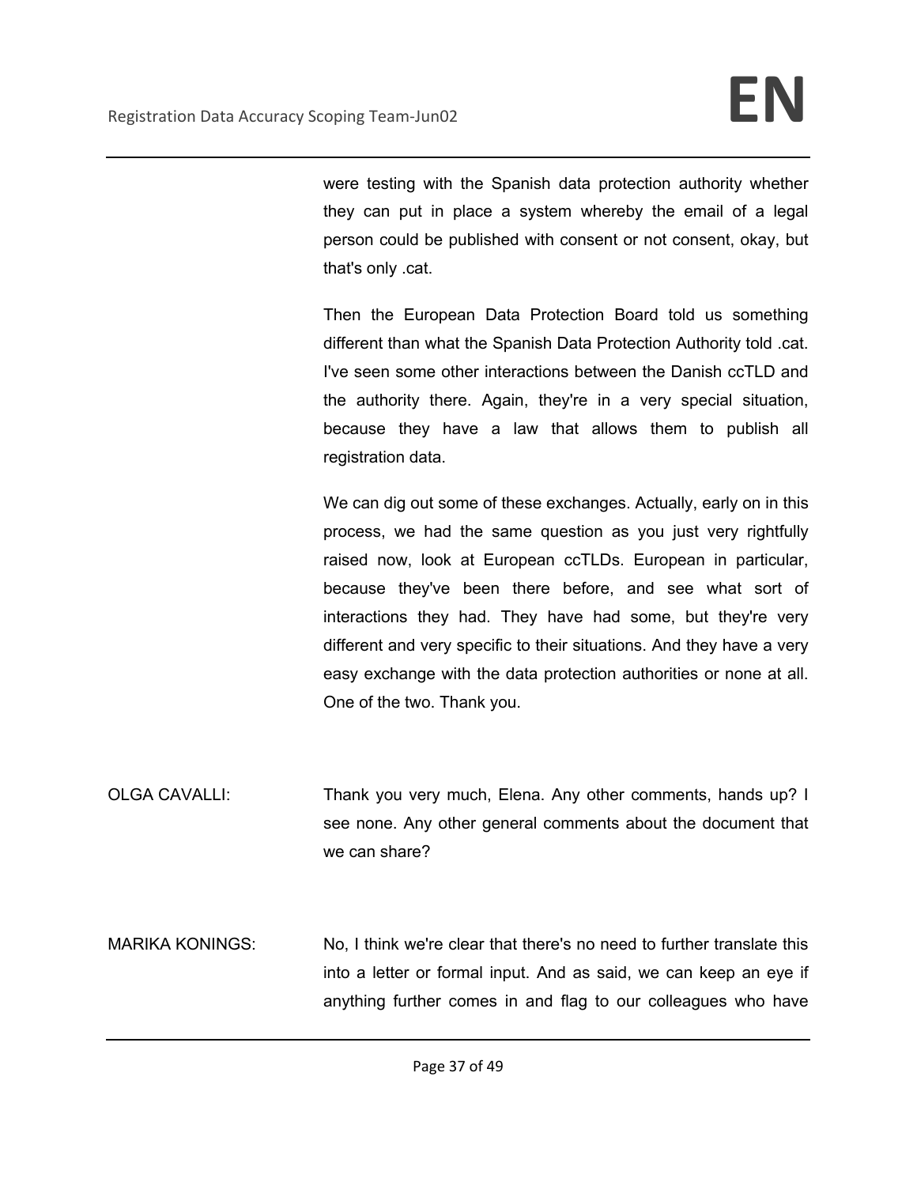were testing with the Spanish data protection authority whether they can put in place a system whereby the email of a legal person could be published with consent or not consent, okay, but that's only .cat.

Then the European Data Protection Board told us something different than what the Spanish Data Protection Authority told .cat. I've seen some other interactions between the Danish ccTLD and the authority there. Again, they're in a very special situation, because they have a law that allows them to publish all registration data.

We can dig out some of these exchanges. Actually, early on in this process, we had the same question as you just very rightfully raised now, look at European ccTLDs. European in particular, because they've been there before, and see what sort of interactions they had. They have had some, but they're very different and very specific to their situations. And they have a very easy exchange with the data protection authorities or none at all. One of the two. Thank you.

OLGA CAVALLI: Thank you very much, Elena. Any other comments, hands up? I see none. Any other general comments about the document that we can share?

MARIKA KONINGS: No, I think we're clear that there's no need to further translate this into a letter or formal input. And as said, we can keep an eye if anything further comes in and flag to our colleagues who have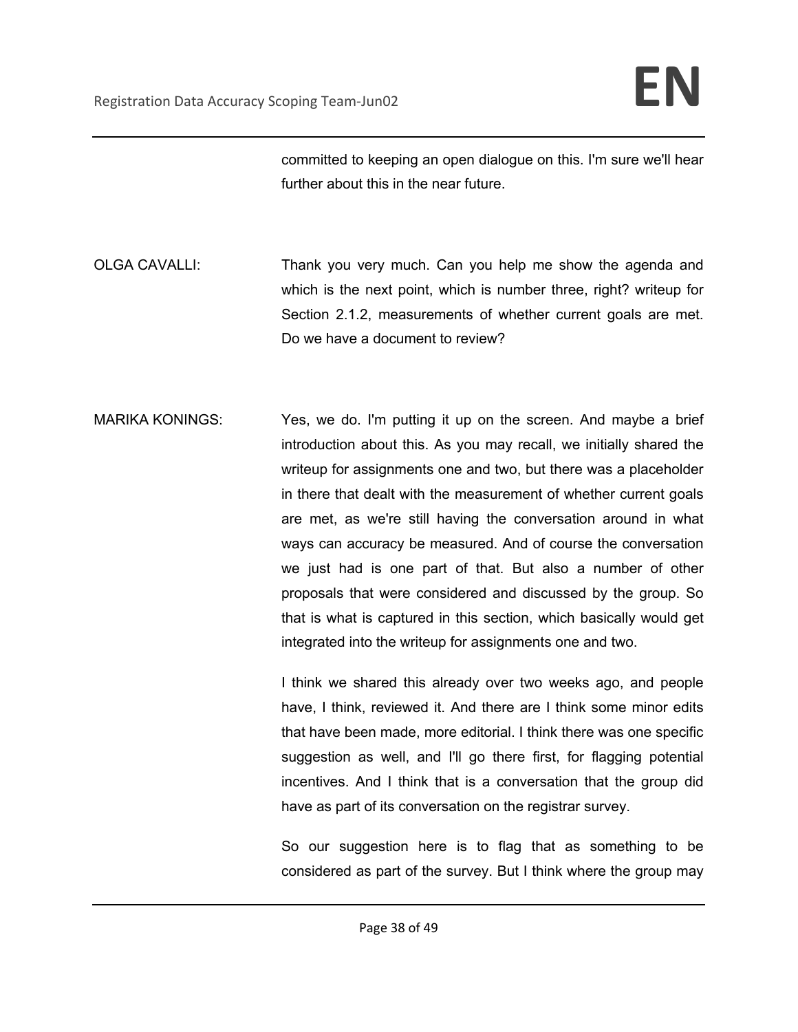committed to keeping an open dialogue on this. I'm sure we'll hear further about this in the near future.

OLGA CAVALLI: Thank you very much. Can you help me show the agenda and which is the next point, which is number three, right? writeup for Section 2.1.2, measurements of whether current goals are met. Do we have a document to review?

MARIKA KONINGS: Yes, we do. I'm putting it up on the screen. And maybe a brief introduction about this. As you may recall, we initially shared the writeup for assignments one and two, but there was a placeholder in there that dealt with the measurement of whether current goals are met, as we're still having the conversation around in what ways can accuracy be measured. And of course the conversation we just had is one part of that. But also a number of other proposals that were considered and discussed by the group. So that is what is captured in this section, which basically would get integrated into the writeup for assignments one and two.

I think we shared this already over two weeks ago, and people have, I think, reviewed it. And there are I think some minor edits that have been made, more editorial. I think there was one specific suggestion as well, and I'll go there first, for flagging potential incentives. And I think that is a conversation that the group did have as part of its conversation on the registrar survey.

So our suggestion here is to flag that as something to be considered as part of the survey. But I think where the group may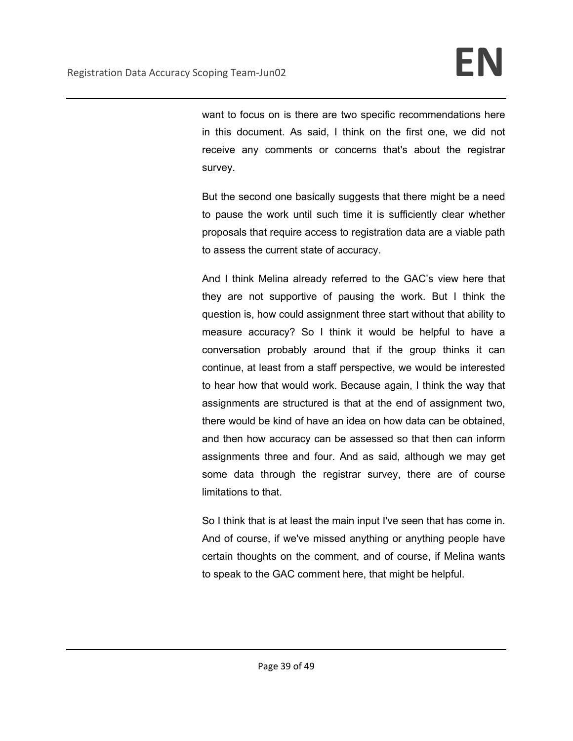want to focus on is there are two specific recommendations here in this document. As said, I think on the first one, we did not receive any comments or concerns that's about the registrar survey.

But the second one basically suggests that there might be a need to pause the work until such time it is sufficiently clear whether proposals that require access to registration data are a viable path to assess the current state of accuracy.

And I think Melina already referred to the GAC's view here that they are not supportive of pausing the work. But I think the question is, how could assignment three start without that ability to measure accuracy? So I think it would be helpful to have a conversation probably around that if the group thinks it can continue, at least from a staff perspective, we would be interested to hear how that would work. Because again, I think the way that assignments are structured is that at the end of assignment two, there would be kind of have an idea on how data can be obtained, and then how accuracy can be assessed so that then can inform assignments three and four. And as said, although we may get some data through the registrar survey, there are of course limitations to that.

So I think that is at least the main input I've seen that has come in. And of course, if we've missed anything or anything people have certain thoughts on the comment, and of course, if Melina wants to speak to the GAC comment here, that might be helpful.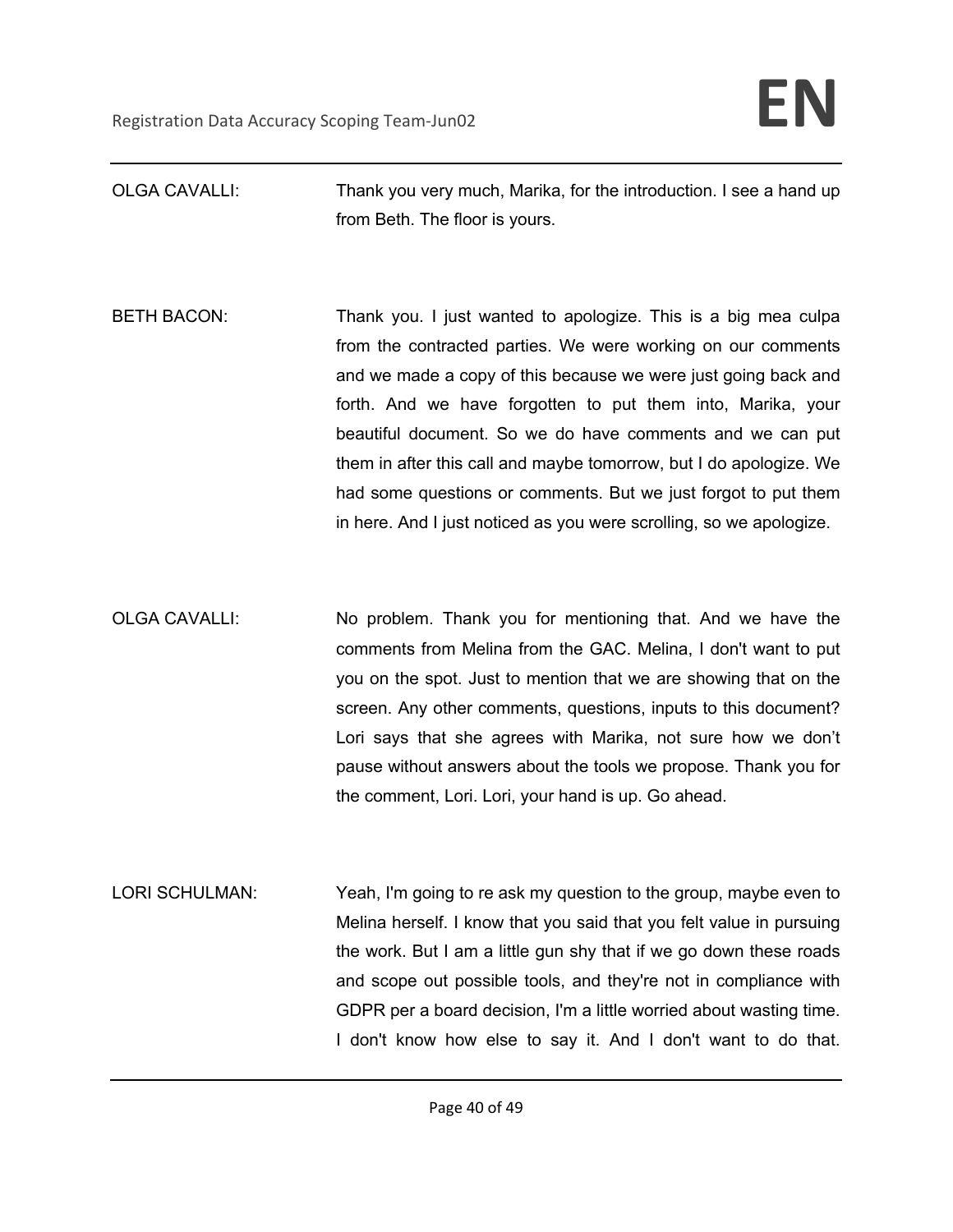OLGA CAVALLI: Thank you very much, Marika, for the introduction. I see a hand up from Beth. The floor is yours.

BETH BACON: Thank you. I just wanted to apologize. This is a big mea culpa from the contracted parties. We were working on our comments and we made a copy of this because we were just going back and forth. And we have forgotten to put them into, Marika, your beautiful document. So we do have comments and we can put them in after this call and maybe tomorrow, but I do apologize. We had some questions or comments. But we just forgot to put them in here. And I just noticed as you were scrolling, so we apologize.

OLGA CAVALLI: No problem. Thank you for mentioning that. And we have the comments from Melina from the GAC. Melina, I don't want to put you on the spot. Just to mention that we are showing that on the screen. Any other comments, questions, inputs to this document? Lori says that she agrees with Marika, not sure how we don't pause without answers about the tools we propose. Thank you for the comment, Lori. Lori, your hand is up. Go ahead.

LORI SCHULMAN: Yeah, I'm going to re ask my question to the group, maybe even to Melina herself. I know that you said that you felt value in pursuing the work. But I am a little gun shy that if we go down these roads and scope out possible tools, and they're not in compliance with GDPR per a board decision, I'm a little worried about wasting time. I don't know how else to say it. And I don't want to do that.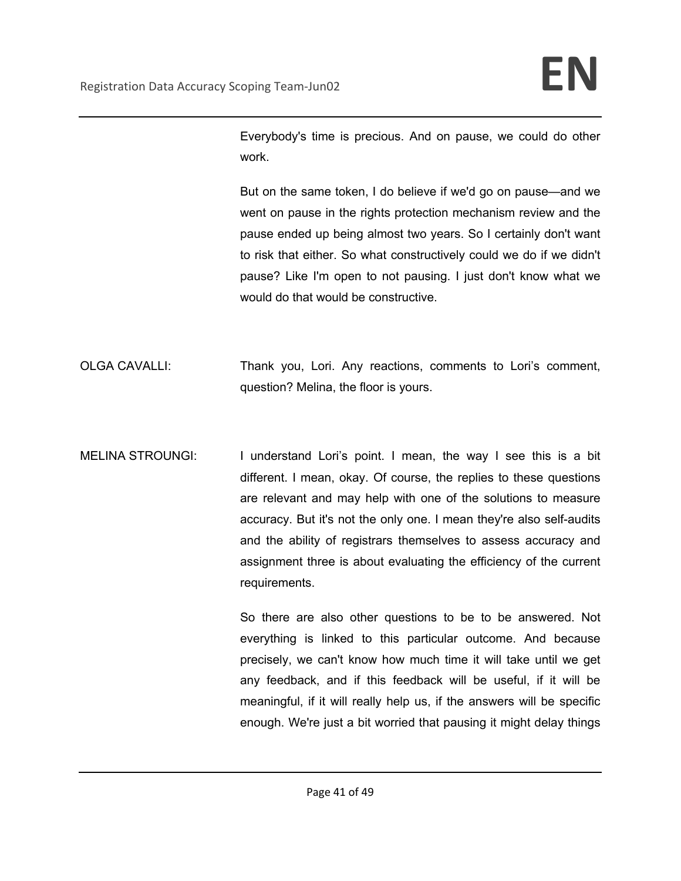Everybody's time is precious. And on pause, we could do other work.

But on the same token, I do believe if we'd go on pause—and we went on pause in the rights protection mechanism review and the pause ended up being almost two years. So I certainly don't want to risk that either. So what constructively could we do if we didn't pause? Like I'm open to not pausing. I just don't know what we would do that would be constructive.

OLGA CAVALLI: Thank you, Lori. Any reactions, comments to Lori's comment, question? Melina, the floor is yours.

MELINA STROUNGI: I understand Lori's point. I mean, the way I see this is a bit different. I mean, okay. Of course, the replies to these questions are relevant and may help with one of the solutions to measure accuracy. But it's not the only one. I mean they're also self-audits and the ability of registrars themselves to assess accuracy and assignment three is about evaluating the efficiency of the current requirements.

So there are also other questions to be to be answered. Not everything is linked to this particular outcome. And because precisely, we can't know how much time it will take until we get any feedback, and if this feedback will be useful, if it will be meaningful, if it will really help us, if the answers will be specific enough. We're just a bit worried that pausing it might delay things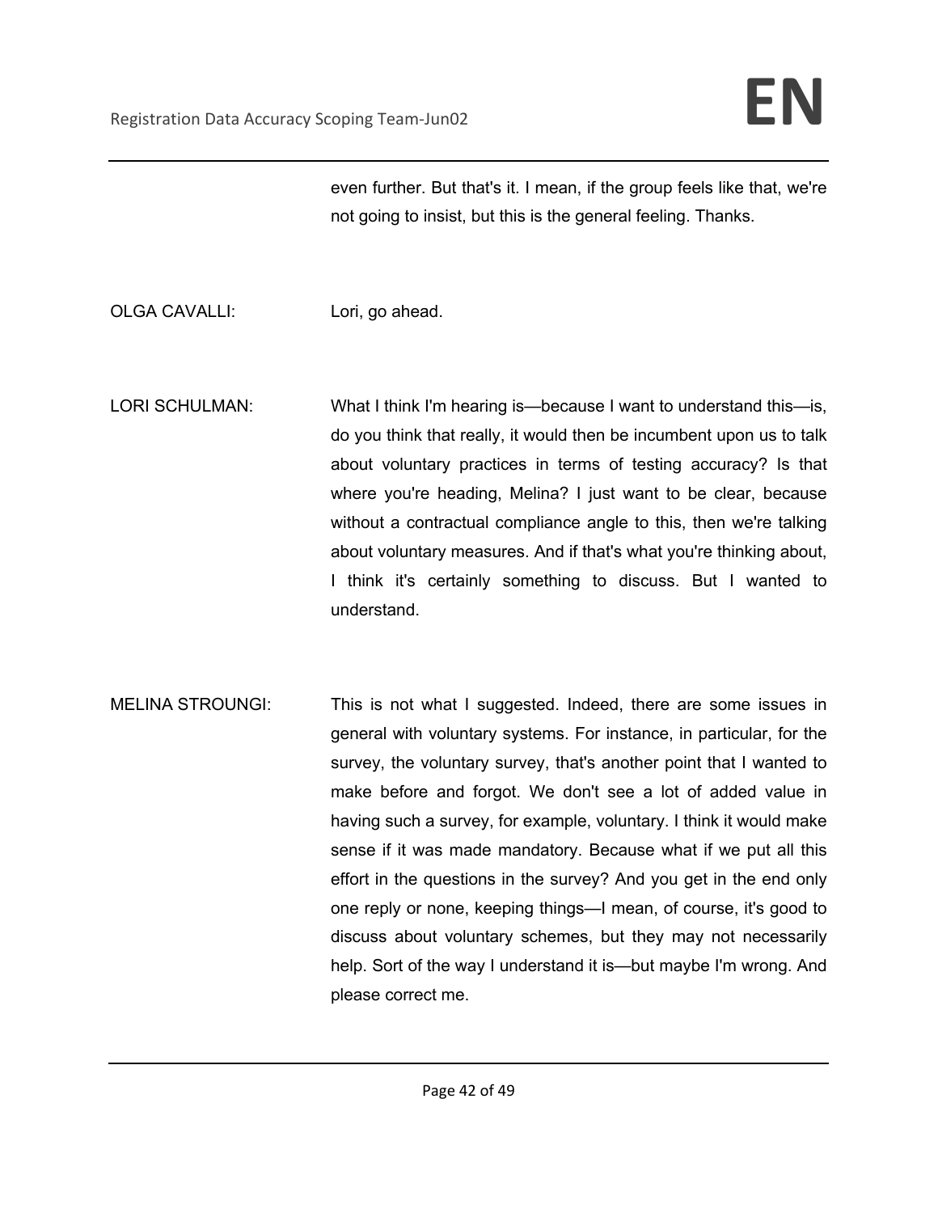even further. But that's it. I mean, if the group feels like that, we're not going to insist, but this is the general feeling. Thanks.

OLGA CAVALLI: Lori, go ahead.

LORI SCHULMAN: What I think I'm hearing is—because I want to understand this—is, do you think that really, it would then be incumbent upon us to talk about voluntary practices in terms of testing accuracy? Is that where you're heading, Melina? I just want to be clear, because without a contractual compliance angle to this, then we're talking about voluntary measures. And if that's what you're thinking about, I think it's certainly something to discuss. But I wanted to understand.

MELINA STROUNGI: This is not what I suggested. Indeed, there are some issues in general with voluntary systems. For instance, in particular, for the survey, the voluntary survey, that's another point that I wanted to make before and forgot. We don't see a lot of added value in having such a survey, for example, voluntary. I think it would make sense if it was made mandatory. Because what if we put all this effort in the questions in the survey? And you get in the end only one reply or none, keeping things—I mean, of course, it's good to discuss about voluntary schemes, but they may not necessarily help. Sort of the way I understand it is—but maybe I'm wrong. And please correct me.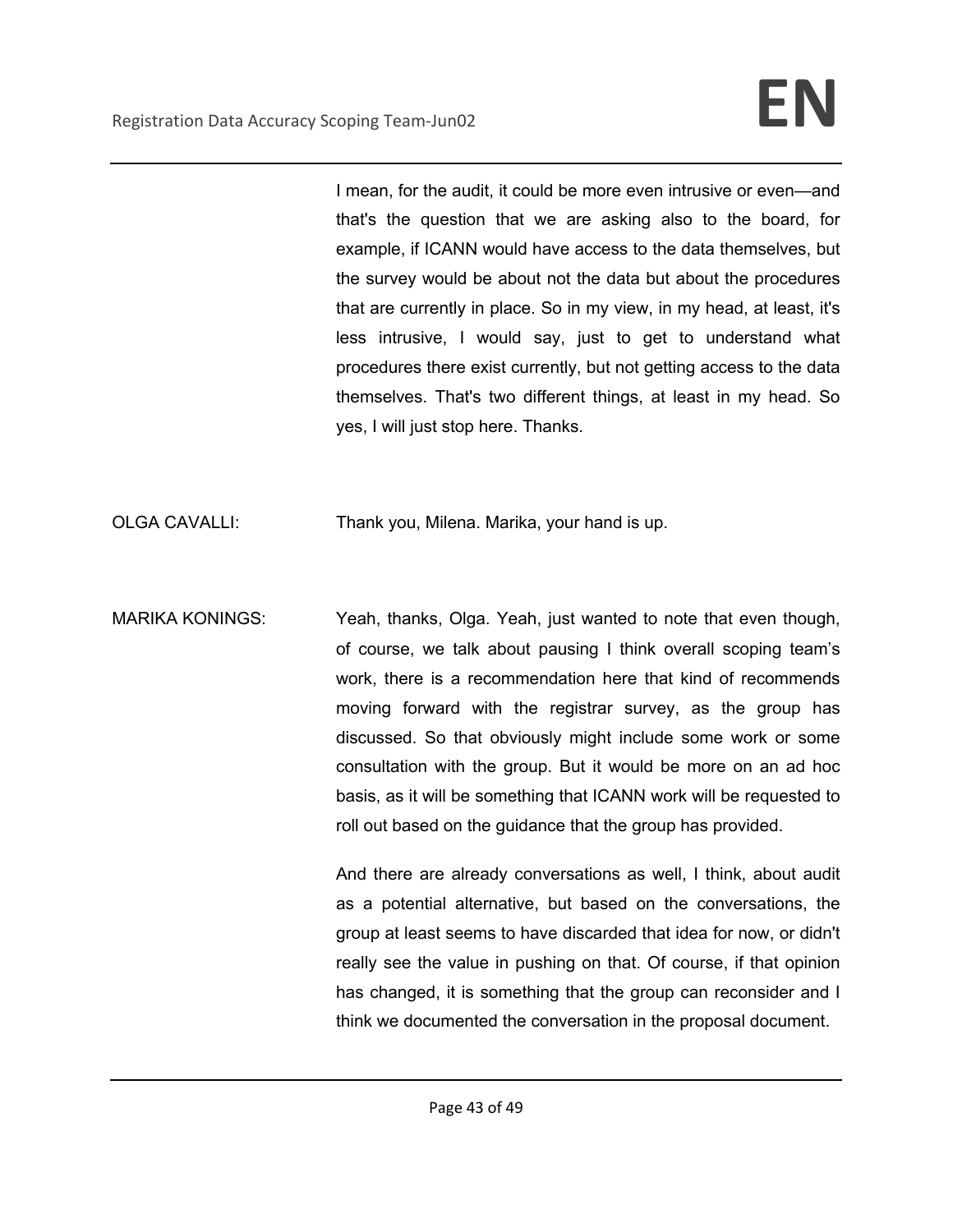I mean, for the audit, it could be more even intrusive or even—and that's the question that we are asking also to the board, for example, if ICANN would have access to the data themselves, but the survey would be about not the data but about the procedures that are currently in place. So in my view, in my head, at least, it's less intrusive, I would say, just to get to understand what procedures there exist currently, but not getting access to the data themselves. That's two different things, at least in my head. So yes, I will just stop here. Thanks.

OLGA CAVALLI: Thank you, Milena. Marika, your hand is up.

MARIKA KONINGS: Yeah, thanks, Olga. Yeah, just wanted to note that even though, of course, we talk about pausing I think overall scoping team's work, there is a recommendation here that kind of recommends moving forward with the registrar survey, as the group has discussed. So that obviously might include some work or some consultation with the group. But it would be more on an ad hoc basis, as it will be something that ICANN work will be requested to roll out based on the guidance that the group has provided.

And there are already conversations as well, I think, about audit as a potential alternative, but based on the conversations, the group at least seems to have discarded that idea for now, or didn't really see the value in pushing on that. Of course, if that opinion has changed, it is something that the group can reconsider and I think we documented the conversation in the proposal document.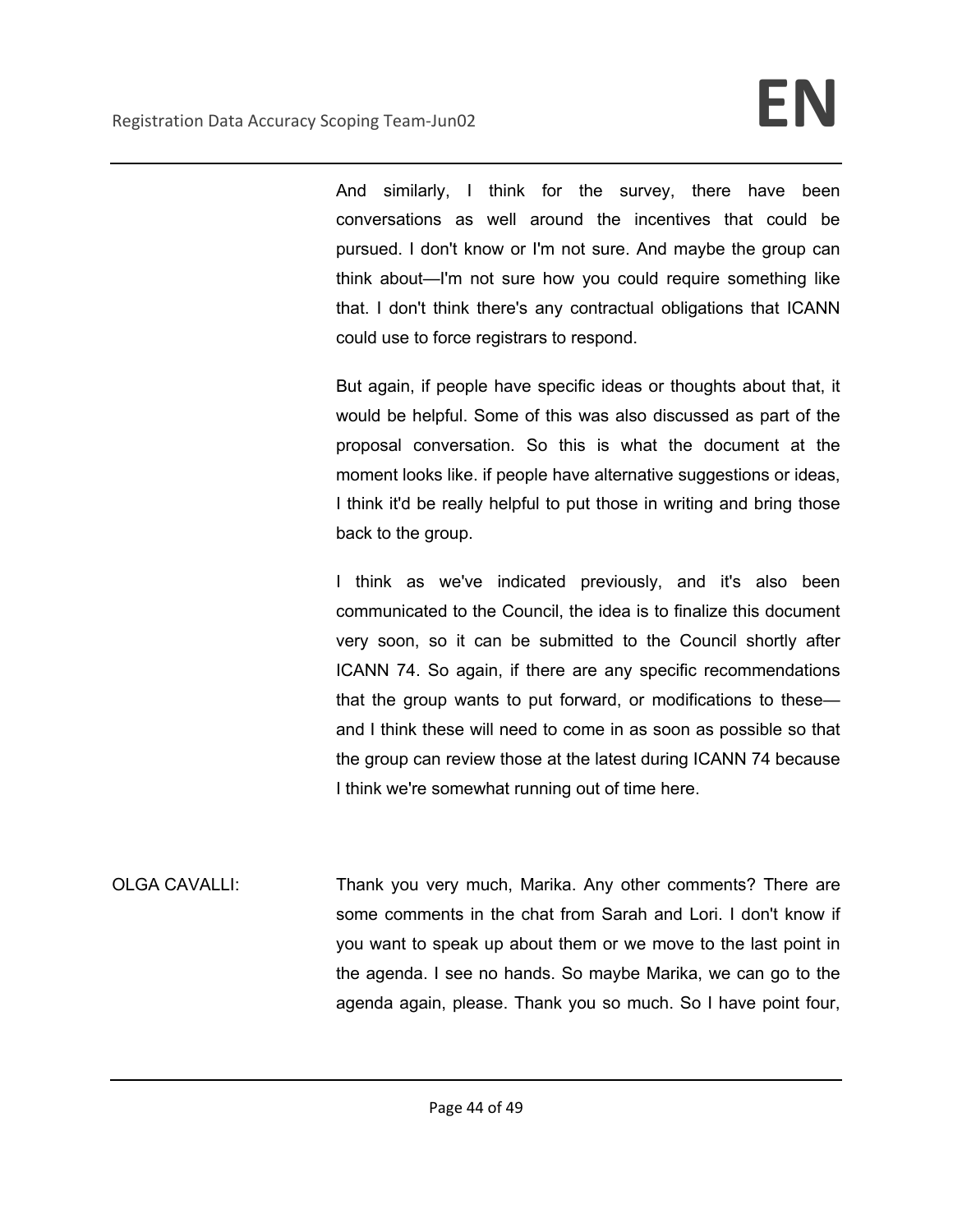And similarly, I think for the survey, there have been conversations as well around the incentives that could be pursued. I don't know or I'm not sure. And maybe the group can think about—I'm not sure how you could require something like that. I don't think there's any contractual obligations that ICANN could use to force registrars to respond.

But again, if people have specific ideas or thoughts about that, it would be helpful. Some of this was also discussed as part of the proposal conversation. So this is what the document at the moment looks like. if people have alternative suggestions or ideas, I think it'd be really helpful to put those in writing and bring those back to the group.

I think as we've indicated previously, and it's also been communicated to the Council, the idea is to finalize this document very soon, so it can be submitted to the Council shortly after ICANN 74. So again, if there are any specific recommendations that the group wants to put forward, or modifications to these—and I think these will need to come in as soon as possible so that the group can review those at the latest during ICANN 74 because I think we're somewhat running out of time here.

OLGA CAVALLI: Thank you very much, Marika. Any other comments? There are some comments in the chat from Sarah and Lori. I don't know if you want to speak up about them or we move to the last point in the agenda. I see no hands. So maybe Marika, we can go to the agenda again, please. Thank you so much. So I have point four,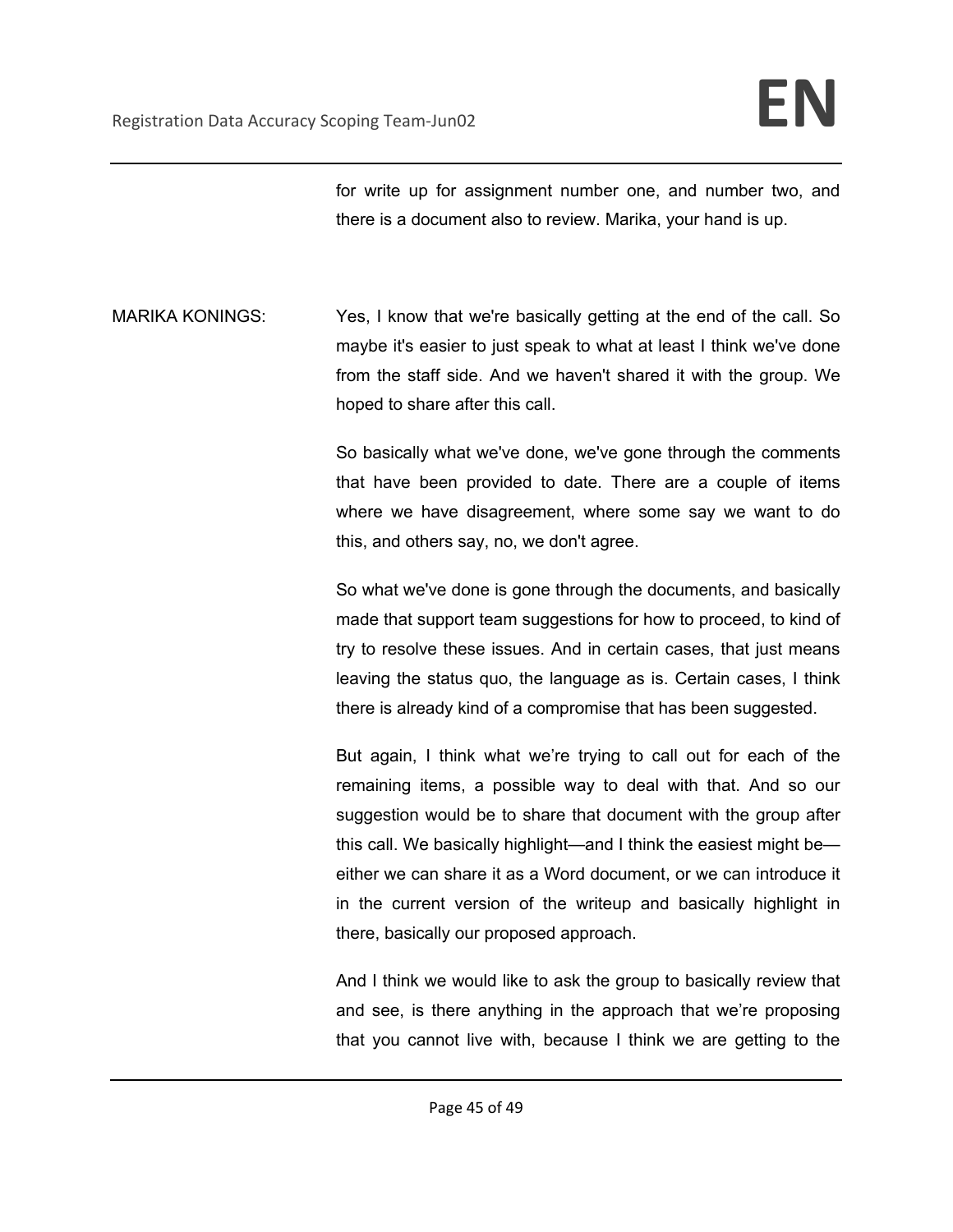for write up for assignment number one, and number two, and there is a document also to review. Marika, your hand is up.

MARIKA KONINGS: Yes, I know that we're basically getting at the end of the call. So maybe it's easier to just speak to what at least I think we've done from the staff side. And we haven't shared it with the group. We hoped to share after this call.

So basically what we've done, we've gone through the comments that have been provided to date. There are a couple of items where we have disagreement, where some say we want to do this, and others say, no, we don't agree.

So what we've done is gone through the documents, and basically made that support team suggestions for how to proceed, to kind of try to resolve these issues. And in certain cases, that just means leaving the status quo, the language as is. Certain cases, I think there is already kind of a compromise that has been suggested.

But again, I think what we're trying to call out for each of the remaining items, a possible way to deal with that. And so our suggestion would be to share that document with the group after this call. We basically highlight—and I think the easiest might be—either we can share it as a Word document, or we can introduce it in the current version of the writeup and basically highlight in there, basically our proposed approach.

And I think we would like to ask the group to basically review that and see, is there anything in the approach that we're proposing that you cannot live with, because I think we are getting to the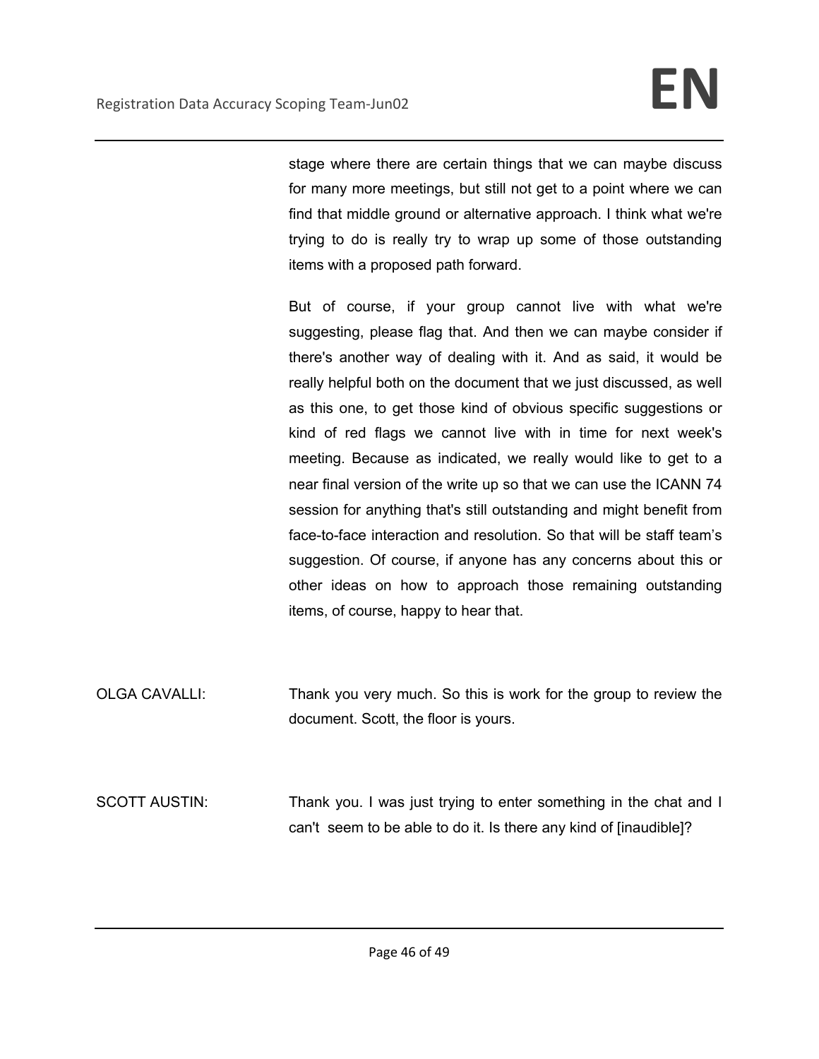stage where there are certain things that we can maybe discuss for many more meetings, but still not get to a point where we can find that middle ground or alternative approach. I think what we're trying to do is really try to wrap up some of those outstanding items with a proposed path forward.

But of course, if your group cannot live with what we're suggesting, please flag that. And then we can maybe consider if there's another way of dealing with it. And as said, it would be really helpful both on the document that we just discussed, as well as this one, to get those kind of obvious specific suggestions or kind of red flags we cannot live with in time for next week's meeting. Because as indicated, we really would like to get to a near final version of the write up so that we can use the ICANN 74 session for anything that's still outstanding and might benefit from face-to-face interaction and resolution. So that will be staff team's suggestion. Of course, if anyone has any concerns about this or other ideas on how to approach those remaining outstanding items, of course, happy to hear that.

OLGA CAVALLI: Thank you very much. So this is work for the group to review the document. Scott, the floor is yours.

SCOTT AUSTIN: Thank you. I was just trying to enter something in the chat and I can't seem to be able to do it. Is there any kind of [inaudible]?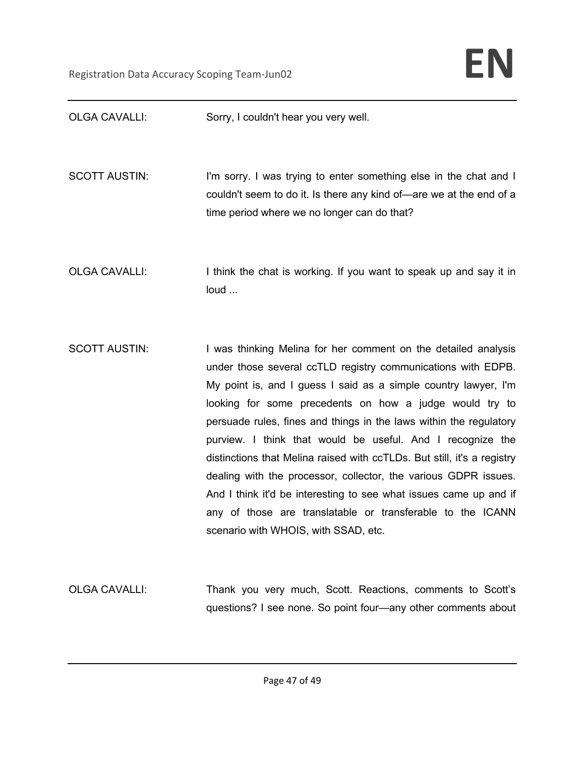OLGA CAVALLI: Sorry, I couldn't hear you very well.

SCOTT AUSTIN: I'm sorry. I was trying to enter something else in the chat and I couldn't seem to do it. Is there any kind of—are we at the end of a time period where we no longer can do that?

OLGA CAVALLI: I think the chat is working. If you want to speak up and say it in loud ...

SCOTT AUSTIN: I was thinking Melina for her comment on the detailed analysis under those several ccTLD registry communications with EDPB. My point is, and I guess I said as a simple country lawyer, I'm looking for some precedents on how a judge would try to persuade rules, fines and things in the laws within the regulatory purview. I think that would be useful. And I recognize the distinctions that Melina raised with ccTLDs. But still, it's a registry dealing with the processor, collector, the various GDPR issues. And I think it'd be interesting to see what issues came up and if any of those are translatable or transferable to the ICANN scenario with WHOIS, with SSAD, etc.

OLGA CAVALLI: Thank you very much, Scott. Reactions, comments to Scott's questions? I see none. So point four—any other comments about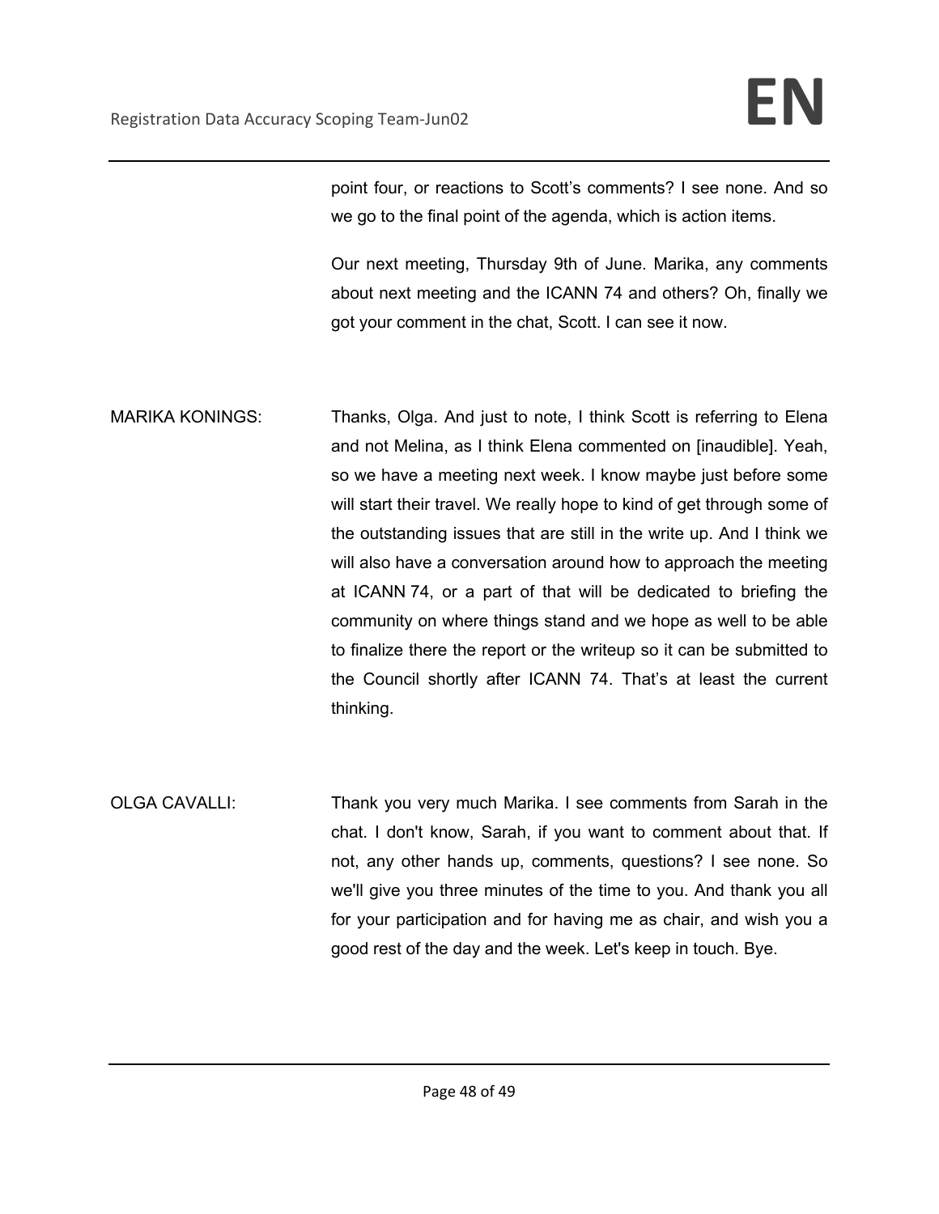point four, or reactions to Scott's comments? I see none. And so we go to the final point of the agenda, which is action items.

Our next meeting, Thursday 9th of June. Marika, any comments about next meeting and the ICANN 74 and others? Oh, finally we got your comment in the chat, Scott. I can see it now.

MARIKA KONINGS: Thanks, Olga. And just to note, I think Scott is referring to Elena and not Melina, as I think Elena commented on [inaudible]. Yeah, so we have a meeting next week. I know maybe just before some will start their travel. We really hope to kind of get through some of the outstanding issues that are still in the write up. And I think we will also have a conversation around how to approach the meeting at ICANN 74, or a part of that will be dedicated to briefing the community on where things stand and we hope as well to be able to finalize there the report or the writeup so it can be submitted to the Council shortly after ICANN 74. That's at least the current thinking.

OLGA CAVALLI: Thank you very much Marika. I see comments from Sarah in the chat. I don't know, Sarah, if you want to comment about that. If not, any other hands up, comments, questions? I see none. So we'll give you three minutes of the time to you. And thank you all for your participation and for having me as chair, and wish you a good rest of the day and the week. Let's keep in touch. Bye.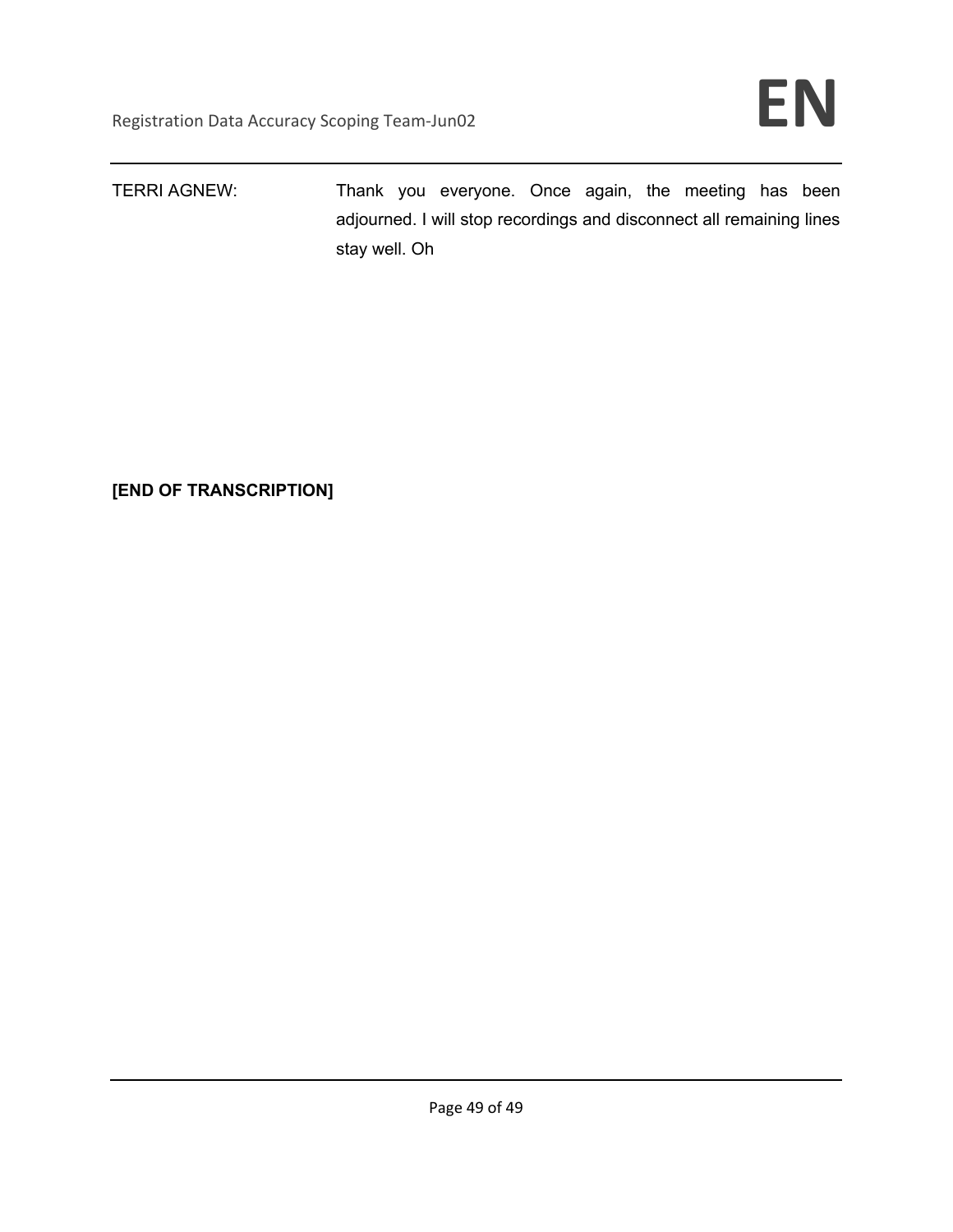TERRI AGNEW: Thank you everyone. Once again, the meeting has been adjourned. I will stop recordings and disconnect all remaining lines stay well. Oh

**[END OF TRANSCRIPTION]**